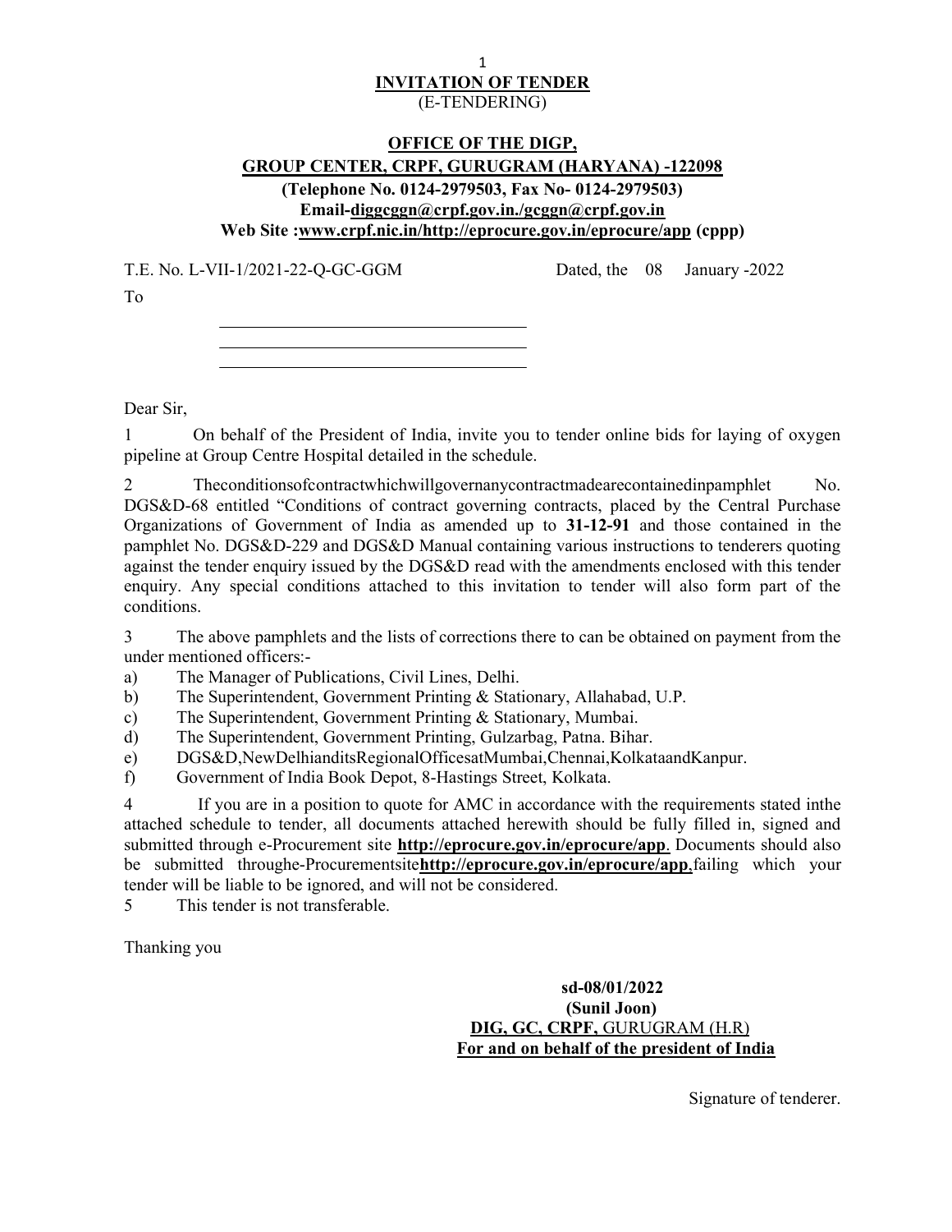# INVITATION OF TENDER
(E-TENDERING)

## OFFICE OF THE DIGP,
## GROUP CENTER, CRPF, GURUGRAM (HARYANA) -122098

**(Telephone No. 0124-2979503, Fax No- 0124-2979503)**
**Email-diggcggn@crpf.gov.in./gcggn@crpf.gov.in**
**Web Site :www.crpf.nic.in/http://eprocure.gov.in/eprocure/app (cppp)**

T.E. No. L-VII-1/2021-22-Q-GC-GGM Dated, the 08 January -2022

To

\_\_\_\_\_\_\_\_\_\_\_\_\_\_\_\_\_\_\_\_\_\_\_\_\_\_\_\_\_\_\_\_\_\_\_\_\_\_
\_\_\_\_\_\_\_\_\_\_\_\_\_\_\_\_\_\_\_\_\_\_\_\_\_\_\_\_\_\_\_\_\_\_\_\_\_\_
\_\_\_\_\_\_\_\_\_\_\_\_\_\_\_\_\_\_\_\_\_\_\_\_\_\_\_\_\_\_\_\_\_\_\_\_\_\_

Dear Sir,

1 On behalf of the President of India, invite you to tender online bids for laying of oxygen pipeline at Group Centre Hospital detailed in the schedule.

2 Theconditionsofcontractwhichwillgovernanycontractmadearecontainedinpamphlet No. DGS&D-68 entitled "Conditions of contract governing contracts, placed by the Central Purchase Organizations of Government of India as amended up to **31-12-91** and those contained in the pamphlet No. DGS&D-229 and DGS&D Manual containing various instructions to tenderers quoting against the tender enquiry issued by the DGS&D read with the amendments enclosed with this tender enquiry. Any special conditions attached to this invitation to tender will also form part of the conditions.

3 The above pamphlets and the lists of corrections there to can be obtained on payment from the under mentioned officers:-

a) The Manager of Publications, Civil Lines, Delhi.
b) The Superintendent, Government Printing & Stationary, Allahabad, U.P.
c) The Superintendent, Government Printing & Stationary, Mumbai.
d) The Superintendent, Government Printing, Gulzarbag, Patna. Bihar.
e) DGS&D,NewDelhianditsRegionalOfficesatMumbai,Chennai,KolkataandKanpur.
f) Government of India Book Depot, 8-Hastings Street, Kolkata.

4 If you are in a position to quote for AMC in accordance with the requirements stated inthe attached schedule to tender, all documents attached herewith should be fully filled in, signed and submitted through e-Procurement site **http://eprocure.gov.in/eprocure/app**. Documents should also be submitted throughe-Procurementsite**http://eprocure.gov.in/eprocure/app**,failing which your tender will be liable to be ignored, and will not be considered.

5 This tender is not transferable.

Thanking you

**sd-08/01/2022**
**(Sunil Joon)**
**DIG, GC, CRPF,** GURUGRAM (H.R)
**For and on behalf of the president of India**

Signature of tenderer.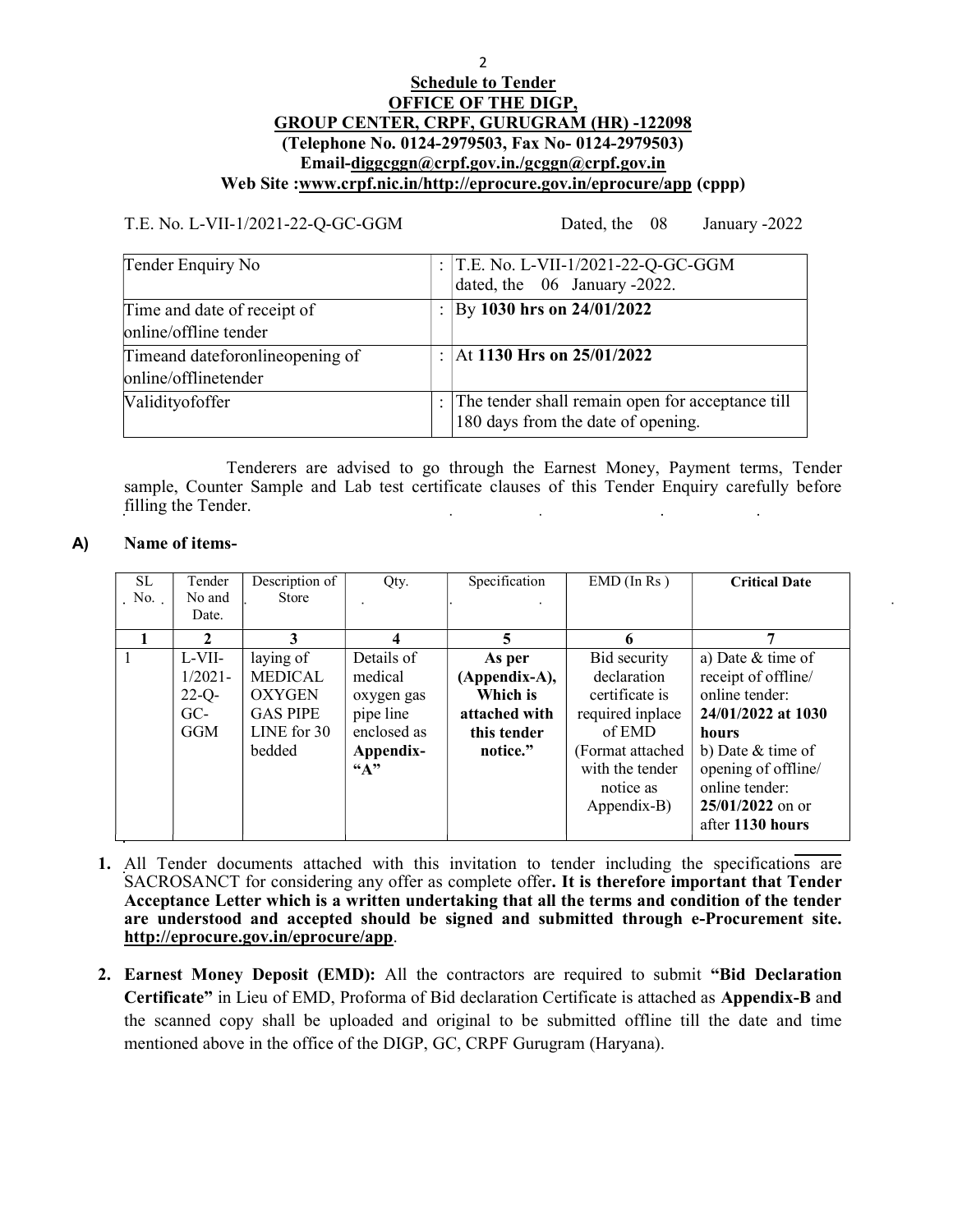## Schedule to Tender

## OFFICE OF THE DIGP, GROUP CENTER, CRPF, GURUGRAM (HR) -122098

**(Telephone No. 0124-2979503, Fax No- 0124-2979503)**

**Email-diggcggn@crpf.gov.in./gcggn@crpf.gov.in**

**Web Site :www.crpf.nic.in/http://eprocure.gov.in/eprocure/app (cppp)**

T.E. No. L-VII-1/2021-22-Q-GC-GGM Dated, the 08 January -2022

| | | |
|---|---|---|
| Tender Enquiry No | : | T.E. No. L-VII-1/2021-22-Q-GC-GGM dated, the 06 January -2022. |
| Time and date of receipt of online/offline tender | : | By **1030 hrs on 24/01/2022** |
| Timeand dateforonlineopening of online/offlinetender | : | At **1130 Hrs on 25/01/2022** |
| Validityofoffer | : | The tender shall remain open for acceptance till 180 days from the date of opening. |

Tenderers are advised to go through the Earnest Money, Payment terms, Tender sample, Counter Sample and Lab test certificate clauses of this Tender Enquiry carefully before filling the Tender.

### A) Name of items-

| SL No. | Tender No and Date. | Description of Store | Qty. | Specification | EMD (In Rs ) | **Critical Date** |
|---|---|---|---|---|---|---|
| **1** | **2** | **3** | **4** | **5** | **6** | **7** |
| 1 | L-VII-1/2021-22-Q-GC-GGM | laying of MEDICAL OXYGEN GAS PIPE LINE for 30 bedded | Details of medical oxygen gas pipe line enclosed as **Appendix-"A"** | **As per (Appendix-A), Which is attached with this tender notice."** | Bid security declaration certificate is required inplace of EMD (Format attached with the tender notice as Appendix-B) | a) Date & time of receipt of offline/ online tender: **24/01/2022 at 1030 hours** b) Date & time of opening of offline/ online tender: **25/01/2022** on or after **1130 hours** |

1. All Tender documents attached with this invitation to tender including the specifications are SACROSANCT for considering any offer as complete offer**. It is therefore important that Tender Acceptance Letter which is a written undertaking that all the terms and condition of the tender are understood and accepted should be signed and submitted through e-Procurement site. http://eprocure.gov.in/eprocure/app**.

2. **Earnest Money Deposit (EMD):** All the contractors are required to submit **"Bid Declaration Certificate"** in Lieu of EMD, Proforma of Bid declaration Certificate is attached as **Appendix-B** an**d** the scanned copy shall be uploaded and original to be submitted offline till the date and time mentioned above in the office of the DIGP, GC, CRPF Gurugram (Haryana).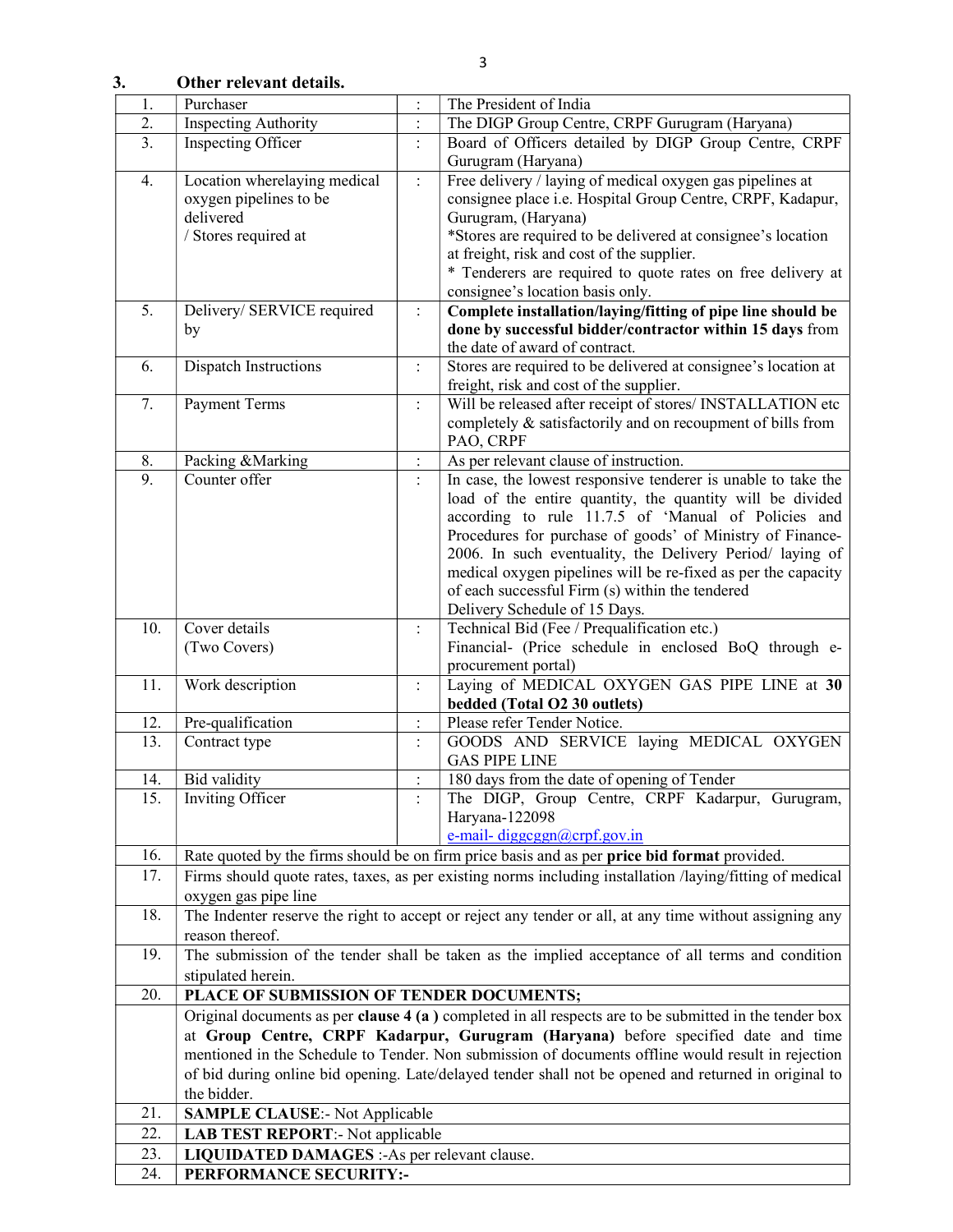### 3. Other relevant details.

| | | | |
|---|---|---|---|
| 1. | Purchaser | : | The President of India |
| 2. | Inspecting Authority | : | The DIGP Group Centre, CRPF Gurugram (Haryana) |
| 3. | Inspecting Officer | : | Board of Officers detailed by DIGP Group Centre, CRPF Gurugram (Haryana) |
| 4. | Location wherelaying medical oxygen pipelines to be delivered / Stores required at | : | Free delivery / laying of medical oxygen gas pipelines at consignee place i.e. Hospital Group Centre, CRPF, Kadapur, Gurugram, (Haryana)<br>*Stores are required to be delivered at consignee's location at freight, risk and cost of the supplier.<br>* Tenderers are required to quote rates on free delivery at consignee's location basis only. |
| 5. | Delivery/ SERVICE required by | : | **Complete installation/laying/fitting of pipe line should be done by successful bidder/contractor within 15 days** from the date of award of contract. |
| 6. | Dispatch Instructions | : | Stores are required to be delivered at consignee's location at freight, risk and cost of the supplier. |
| 7. | Payment Terms | : | Will be released after receipt of stores/ INSTALLATION etc completely & satisfactorily and on recoupment of bills from PAO, CRPF |
| 8. | Packing &Marking | : | As per relevant clause of instruction. |
| 9. | Counter offer | : | In case, the lowest responsive tenderer is unable to take the load of the entire quantity, the quantity will be divided according to rule 11.7.5 of 'Manual of Policies and Procedures for purchase of goods' of Ministry of Finance-2006. In such eventuality, the Delivery Period/ laying of medical oxygen pipelines will be re-fixed as per the capacity of each successful Firm (s) within the tendered Delivery Schedule of 15 Days. |
| 10. | Cover details (Two Covers) | : | Technical Bid (Fee / Prequalification etc.)<br>Financial- (Price schedule in enclosed BoQ through e-procurement portal) |
| 11. | Work description | : | Laying of MEDICAL OXYGEN GAS PIPE LINE at **30 bedded (Total O2 30 outlets)** |
| 12. | Pre-qualification | : | Please refer Tender Notice. |
| 13. | Contract type | : | GOODS AND SERVICE laying MEDICAL OXYGEN GAS PIPE LINE |
| 14. | Bid validity | : | 180 days from the date of opening of Tender |
| 15. | Inviting Officer | : | The DIGP, Group Centre, CRPF Kadarpur, Gurugram, Haryana-122098<br>e-mail- diggcggn@crpf.gov.in |
| 16. | Rate quoted by the firms should be on firm price basis and as per **price bid format** provided. | | |
| 17. | Firms should quote rates, taxes, as per existing norms including installation /laying/fitting of medical oxygen gas pipe line | | |
| 18. | The Indenter reserve the right to accept or reject any tender or all, at any time without assigning any reason thereof. | | |
| 19. | The submission of the tender shall be taken as the implied acceptance of all terms and condition stipulated herein. | | |
| 20. | **PLACE OF SUBMISSION OF TENDER DOCUMENTS;** | | |
| | Original documents as per **clause 4 (a )** completed in all respects are to be submitted in the tender box at **Group Centre, CRPF Kadarpur, Gurugram (Haryana)** before specified date and time mentioned in the Schedule to Tender. Non submission of documents offline would result in rejection of bid during online bid opening. Late/delayed tender shall not be opened and returned in original to the bidder. | | |
| 21. | **SAMPLE CLAUSE**:- Not Applicable | | |
| 22. | **LAB TEST REPORT**:- Not applicable | | |
| 23. | **LIQUIDATED DAMAGES** :-As per relevant clause. | | |
| 24. | **PERFORMANCE SECURITY:-** | | |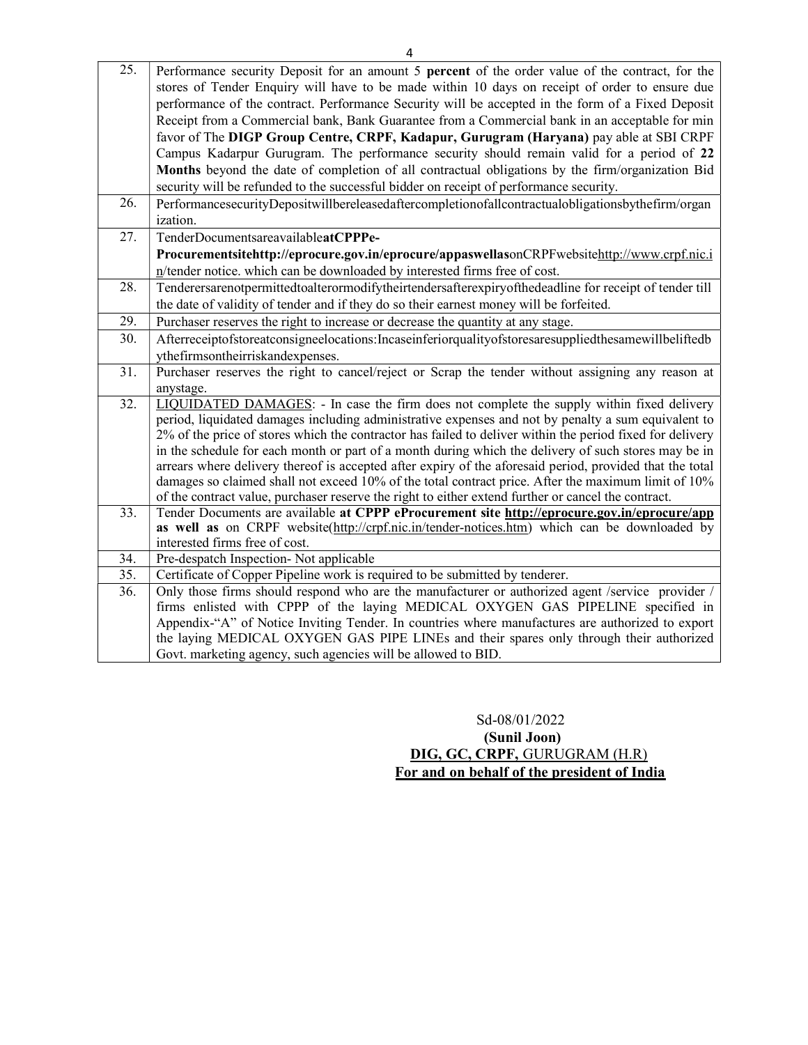| | |
|---|---|
| 25. | Performance security Deposit for an amount 5 **percent** of the order value of the contract, for the stores of Tender Enquiry will have to be made within 10 days on receipt of order to ensure due performance of the contract. Performance Security will be accepted in the form of a Fixed Deposit Receipt from a Commercial bank, Bank Guarantee from a Commercial bank in an acceptable for min favor of The **DIGP Group Centre, CRPF, Kadapur, Gurugram (Haryana)** pay able at SBI CRPF Campus Kadarpur Gurugram. The performance security should remain valid for a period of **22 Months** beyond the date of completion of all contractual obligations by the firm/organization Bid security will be refunded to the successful bidder on receipt of performance security. |
| 26. | PerformancesecurityDepositwillbereleasedaftercompletionofallcontractualobligationsbythefirm/organization. |
| 27. | TenderDocumentsareavailable**atCPPPe-Procurementsitehttp://eprocure.gov.in/eprocure/appaswellas**onCRPFwebsitehttp://www.crpf.nic.in/tender notice. which can be downloaded by interested firms free of cost. |
| 28. | Tenderersarenotpermittedtoalterormodifytheirtendersafterexpiryofthedeadline for receipt of tender till the date of validity of tender and if they do so their earnest money will be forfeited. |
| 29. | Purchaser reserves the right to increase or decrease the quantity at any stage. |
| 30. | Afterreceiptofstoreatconsigneelocations:Incaseinferiorqualityofstoresaresuppliedthesamewillbeliftedbythefirmsontheirriskandexpenses. |
| 31. | Purchaser reserves the right to cancel/reject or Scrap the tender without assigning any reason at anystage. |
| 32. | LIQUIDATED DAMAGES: - In case the firm does not complete the supply within fixed delivery period, liquidated damages including administrative expenses and not by penalty a sum equivalent to 2% of the price of stores which the contractor has failed to deliver within the period fixed for delivery in the schedule for each month or part of a month during which the delivery of such stores may be in arrears where delivery thereof is accepted after expiry of the aforesaid period, provided that the total damages so claimed shall not exceed 10% of the total contract price. After the maximum limit of 10% of the contract value, purchaser reserve the right to either extend further or cancel the contract. |
| 33. | Tender Documents are available **at CPPP eProcurement site http://eprocure.gov.in/eprocure/app as well as** on CRPF website(http://crpf.nic.in/tender-notices.htm) which can be downloaded by interested firms free of cost. |
| 34. | Pre-despatch Inspection- Not applicable |
| 35. | Certificate of Copper Pipeline work is required to be submitted by tenderer. |
| 36. | Only those firms should respond who are the manufacturer or authorized agent /service provider / firms enlisted with CPPP of the laying MEDICAL OXYGEN GAS PIPELINE specified in Appendix-"A" of Notice Inviting Tender. In countries where manufactures are authorized to export the laying MEDICAL OXYGEN GAS PIPE LINEs and their spares only through their authorized Govt. marketing agency, such agencies will be allowed to BID. |

Sd-08/01/2022
**(Sunil Joon)**
**DIG, GC, CRPF,** GURUGRAM (H.R)
**For and on behalf of the president of India**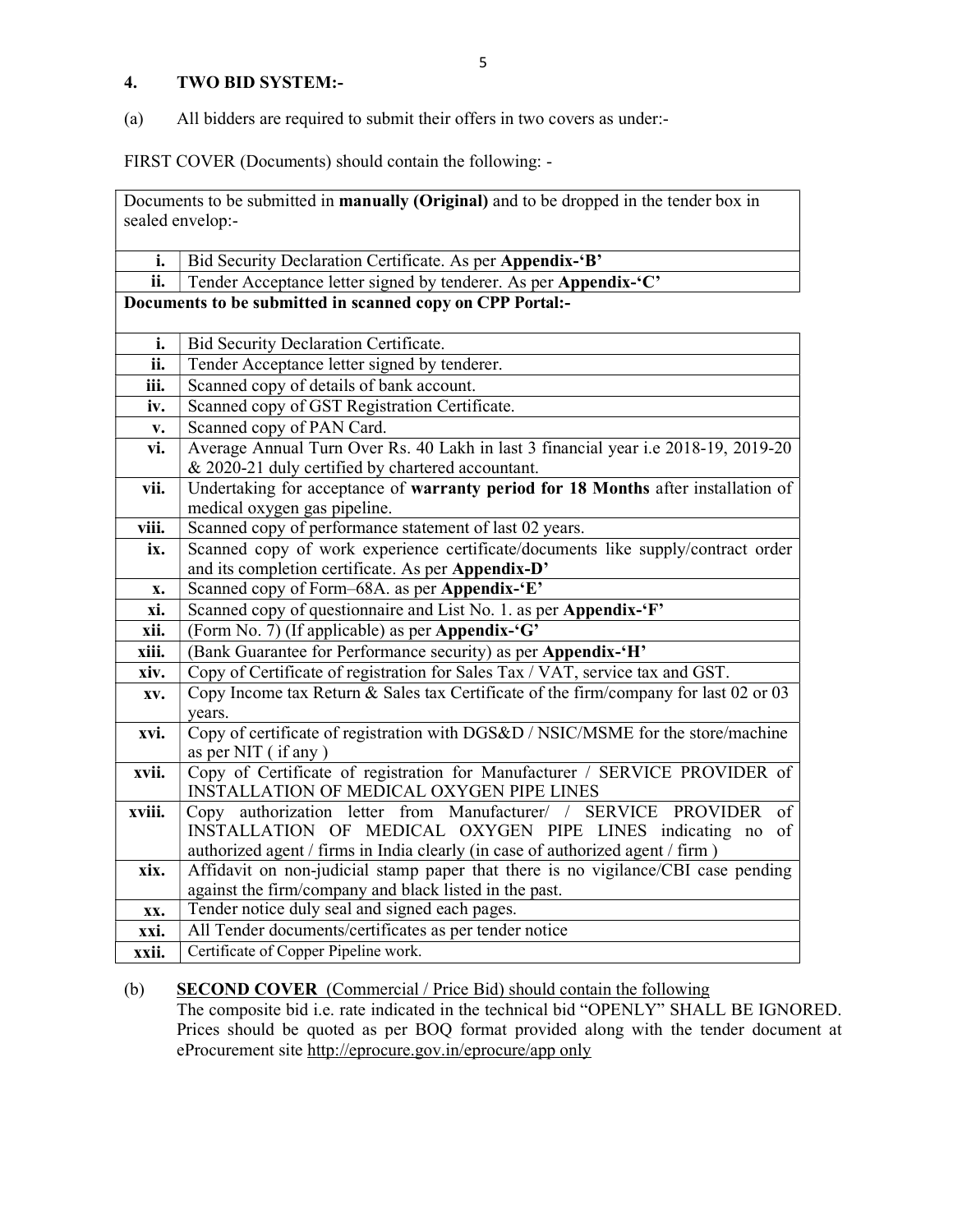## 4. TWO BID SYSTEM:-

(a) All bidders are required to submit their offers in two covers as under:-

FIRST COVER (Documents) should contain the following: -

| Documents to be submitted in **manually (Original)** and to be dropped in the tender box in sealed envelop:- | |
|---|---|
| **i.** | Bid Security Declaration Certificate. As per **Appendix-'B'** |
| **ii.** | Tender Acceptance letter signed by tenderer. As per **Appendix-'C'** |
| **Documents to be submitted in scanned copy on CPP Portal:-** | |
| **i.** | Bid Security Declaration Certificate. |
| **ii.** | Tender Acceptance letter signed by tenderer. |
| **iii.** | Scanned copy of details of bank account. |
| **iv.** | Scanned copy of GST Registration Certificate. |
| **v.** | Scanned copy of PAN Card. |
| **vi.** | Average Annual Turn Over Rs. 40 Lakh in last 3 financial year i.e 2018-19, 2019-20 & 2020-21 duly certified by chartered accountant. |
| **vii.** | Undertaking for acceptance of **warranty period for 18 Months** after installation of medical oxygen gas pipeline. |
| **viii.** | Scanned copy of performance statement of last 02 years. |
| **ix.** | Scanned copy of work experience certificate/documents like supply/contract order and its completion certificate. As per **Appendix-D'** |
| **x.** | Scanned copy of Form–68A. as per **Appendix-'E'** |
| **xi.** | Scanned copy of questionnaire and List No. 1. as per **Appendix-'F'** |
| **xii.** | (Form No. 7) (If applicable) as per **Appendix-'G'** |
| **xiii.** | (Bank Guarantee for Performance security) as per **Appendix-'H'** |
| **xiv.** | Copy of Certificate of registration for Sales Tax / VAT, service tax and GST. |
| **xv.** | Copy Income tax Return & Sales tax Certificate of the firm/company for last 02 or 03 years. |
| **xvi.** | Copy of certificate of registration with DGS&D / NSIC/MSME for the store/machine as per NIT ( if any ) |
| **xvii.** | Copy of Certificate of registration for Manufacturer / SERVICE PROVIDER of INSTALLATION OF MEDICAL OXYGEN PIPE LINES |
| **xviii.** | Copy authorization letter from Manufacturer/ / SERVICE PROVIDER of INSTALLATION OF MEDICAL OXYGEN PIPE LINES indicating no of authorized agent / firms in India clearly (in case of authorized agent / firm ) |
| **xix.** | Affidavit on non-judicial stamp paper that there is no vigilance/CBI case pending against the firm/company and black listed in the past. |
| **xx.** | Tender notice duly seal and signed each pages. |
| **xxi.** | All Tender documents/certificates as per tender notice |
| **xxii.** | Certificate of Copper Pipeline work. |

(b) <u>**SECOND COVER** (Commercial / Price Bid) should contain the following</u>
The composite bid i.e. rate indicated in the technical bid "OPENLY" SHALL BE IGNORED. Prices should be quoted as per BOQ format provided along with the tender document at eProcurement site <u>http://eprocure.gov.in/eprocure/app only</u>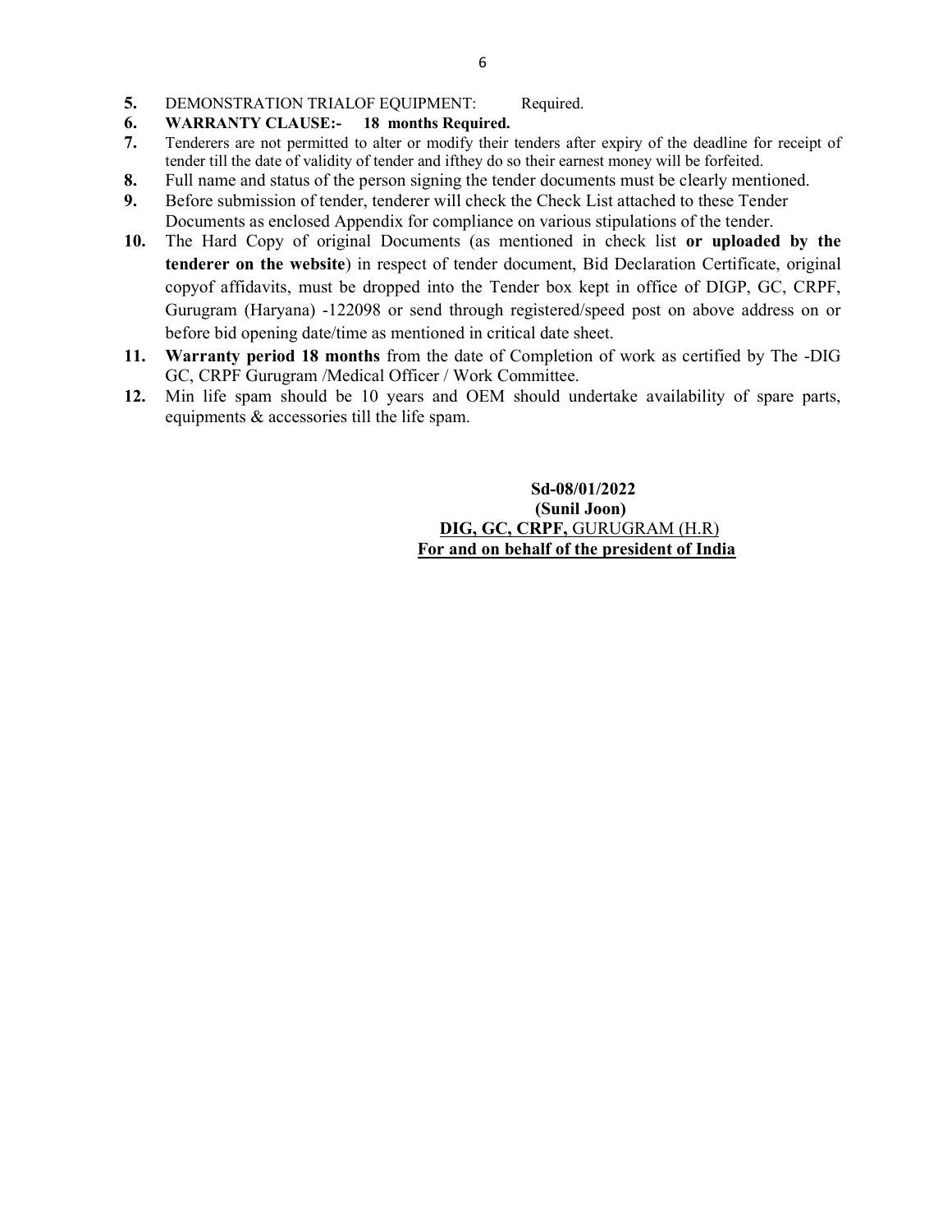**5.** DEMONSTRATION TRIALOF EQUIPMENT: Required.

**6. WARRANTY CLAUSE:- 18 months Required.**

**7.** Tenderers are not permitted to alter or modify their tenders after expiry of the deadline for receipt of tender till the date of validity of tender and ifthey do so their earnest money will be forfeited.

**8.** Full name and status of the person signing the tender documents must be clearly mentioned.

**9.** Before submission of tender, tenderer will check the Check List attached to these Tender Documents as enclosed Appendix for compliance on various stipulations of the tender.

**10.** The Hard Copy of original Documents (as mentioned in check list **or uploaded by the tenderer on the website**) in respect of tender document, Bid Declaration Certificate, original copyof affidavits, must be dropped into the Tender box kept in office of DIGP, GC, CRPF, Gurugram (Haryana) -122098 or send through registered/speed post on above address on or before bid opening date/time as mentioned in critical date sheet.

**11. Warranty period 18 months** from the date of Completion of work as certified by The -DIG GC, CRPF Gurugram /Medical Officer / Work Committee.

**12.** Min life spam should be 10 years and OEM should undertake availability of spare parts, equipments & accessories till the life spam.

**Sd-08/01/2022**
**(Sunil Joon)**
**DIG, GC, CRPF,** GURUGRAM (H.R)
**For and on behalf of the president of India**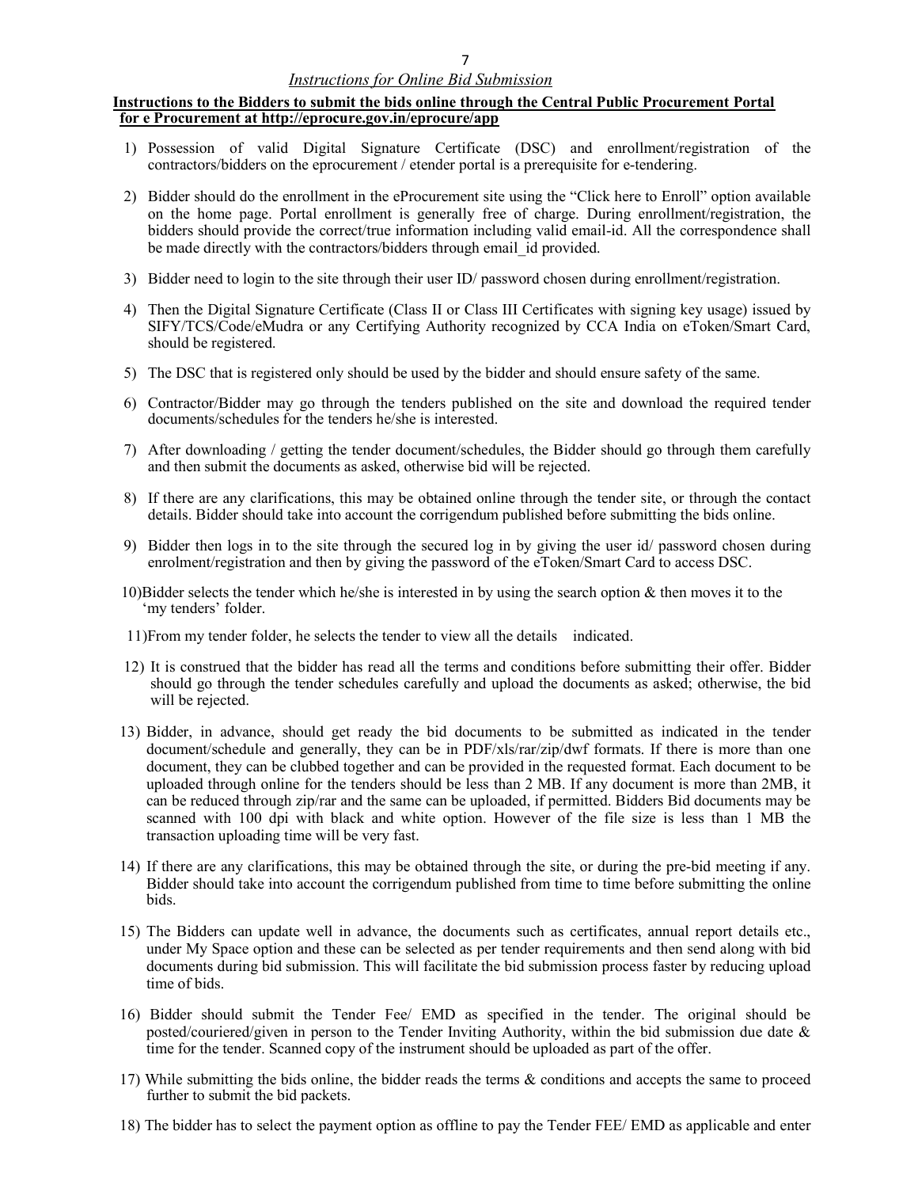*Instructions for Online Bid Submission*

**Instructions to the Bidders to submit the bids online through the Central Public Procurement Portal for e Procurement at http://eprocure.gov.in/eprocure/app**

1) Possession of valid Digital Signature Certificate (DSC) and enrollment/registration of the contractors/bidders on the eprocurement / etender portal is a prerequisite for e-tendering.

2) Bidder should do the enrollment in the eProcurement site using the "Click here to Enroll" option available on the home page. Portal enrollment is generally free of charge. During enrollment/registration, the bidders should provide the correct/true information including valid email-id. All the correspondence shall be made directly with the contractors/bidders through email_id provided.

3) Bidder need to login to the site through their user ID/ password chosen during enrollment/registration.

4) Then the Digital Signature Certificate (Class II or Class III Certificates with signing key usage) issued by SIFY/TCS/Code/eMudra or any Certifying Authority recognized by CCA India on eToken/Smart Card, should be registered.

5) The DSC that is registered only should be used by the bidder and should ensure safety of the same.

6) Contractor/Bidder may go through the tenders published on the site and download the required tender documents/schedules for the tenders he/she is interested.

7) After downloading / getting the tender document/schedules, the Bidder should go through them carefully and then submit the documents as asked, otherwise bid will be rejected.

8) If there are any clarifications, this may be obtained online through the tender site, or through the contact details. Bidder should take into account the corrigendum published before submitting the bids online.

9) Bidder then logs in to the site through the secured log in by giving the user id/ password chosen during enrolment/registration and then by giving the password of the eToken/Smart Card to access DSC.

10) Bidder selects the tender which he/she is interested in by using the search option & then moves it to the 'my tenders' folder.

11) From my tender folder, he selects the tender to view all the details indicated.

12) It is construed that the bidder has read all the terms and conditions before submitting their offer. Bidder should go through the tender schedules carefully and upload the documents as asked; otherwise, the bid will be rejected.

13) Bidder, in advance, should get ready the bid documents to be submitted as indicated in the tender document/schedule and generally, they can be in PDF/xls/rar/zip/dwf formats. If there is more than one document, they can be clubbed together and can be provided in the requested format. Each document to be uploaded through online for the tenders should be less than 2 MB. If any document is more than 2MB, it can be reduced through zip/rar and the same can be uploaded, if permitted. Bidders Bid documents may be scanned with 100 dpi with black and white option. However of the file size is less than 1 MB the transaction uploading time will be very fast.

14) If there are any clarifications, this may be obtained through the site, or during the pre-bid meeting if any. Bidder should take into account the corrigendum published from time to time before submitting the online bids.

15) The Bidders can update well in advance, the documents such as certificates, annual report details etc., under My Space option and these can be selected as per tender requirements and then send along with bid documents during bid submission. This will facilitate the bid submission process faster by reducing upload time of bids.

16) Bidder should submit the Tender Fee/ EMD as specified in the tender. The original should be posted/couriered/given in person to the Tender Inviting Authority, within the bid submission due date & time for the tender. Scanned copy of the instrument should be uploaded as part of the offer.

17) While submitting the bids online, the bidder reads the terms & conditions and accepts the same to proceed further to submit the bid packets.

18) The bidder has to select the payment option as offline to pay the Tender FEE/ EMD as applicable and enter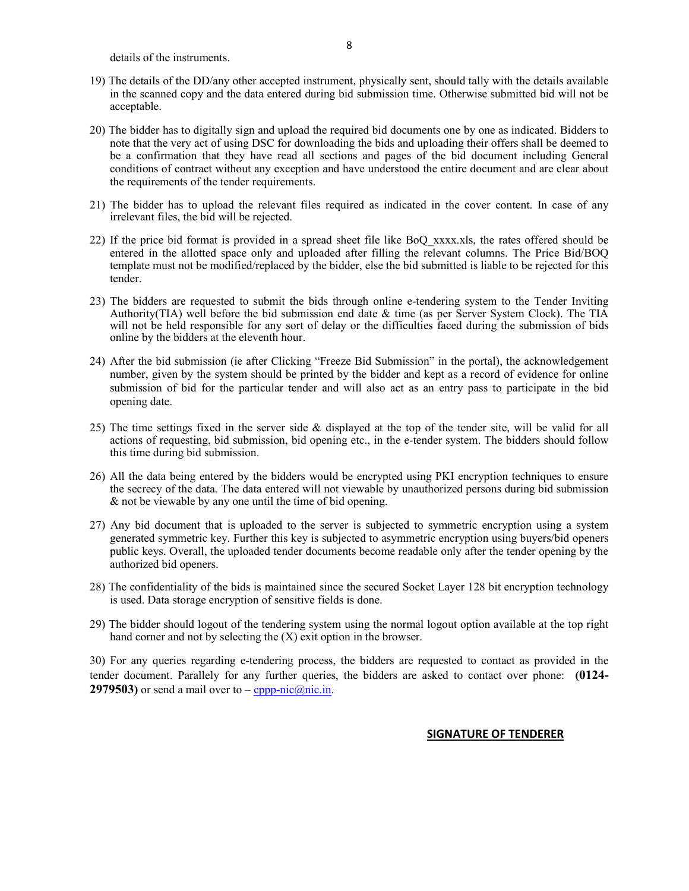details of the instruments.

19) The details of the DD/any other accepted instrument, physically sent, should tally with the details available in the scanned copy and the data entered during bid submission time. Otherwise submitted bid will not be acceptable.

20) The bidder has to digitally sign and upload the required bid documents one by one as indicated. Bidders to note that the very act of using DSC for downloading the bids and uploading their offers shall be deemed to be a confirmation that they have read all sections and pages of the bid document including General conditions of contract without any exception and have understood the entire document and are clear about the requirements of the tender requirements.

21) The bidder has to upload the relevant files required as indicated in the cover content. In case of any irrelevant files, the bid will be rejected.

22) If the price bid format is provided in a spread sheet file like BoQ_xxxx.xls, the rates offered should be entered in the allotted space only and uploaded after filling the relevant columns. The Price Bid/BOQ template must not be modified/replaced by the bidder, else the bid submitted is liable to be rejected for this tender.

23) The bidders are requested to submit the bids through online e-tendering system to the Tender Inviting Authority(TIA) well before the bid submission end date & time (as per Server System Clock). The TIA will not be held responsible for any sort of delay or the difficulties faced during the submission of bids online by the bidders at the eleventh hour.

24) After the bid submission (ie after Clicking "Freeze Bid Submission" in the portal), the acknowledgement number, given by the system should be printed by the bidder and kept as a record of evidence for online submission of bid for the particular tender and will also act as an entry pass to participate in the bid opening date.

25) The time settings fixed in the server side & displayed at the top of the tender site, will be valid for all actions of requesting, bid submission, bid opening etc., in the e-tender system. The bidders should follow this time during bid submission.

26) All the data being entered by the bidders would be encrypted using PKI encryption techniques to ensure the secrecy of the data. The data entered will not viewable by unauthorized persons during bid submission & not be viewable by any one until the time of bid opening.

27) Any bid document that is uploaded to the server is subjected to symmetric encryption using a system generated symmetric key. Further this key is subjected to asymmetric encryption using buyers/bid openers public keys. Overall, the uploaded tender documents become readable only after the tender opening by the authorized bid openers.

28) The confidentiality of the bids is maintained since the secured Socket Layer 128 bit encryption technology is used. Data storage encryption of sensitive fields is done.

29) The bidder should logout of the tendering system using the normal logout option available at the top right hand corner and not by selecting the (X) exit option in the browser.

30) For any queries regarding e-tendering process, the bidders are requested to contact as provided in the tender document. Parallely for any further queries, the bidders are asked to contact over phone: **(0124-2979503)** or send a mail over to – cppp-nic@nic.in.

**SIGNATURE OF TENDERER**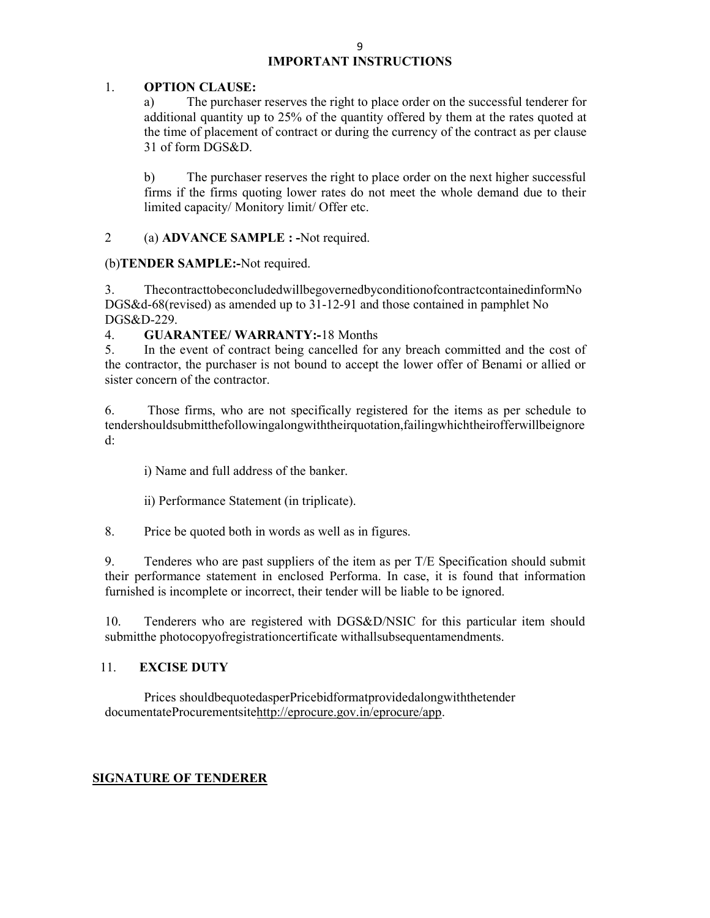# IMPORTANT INSTRUCTIONS

1. **OPTION CLAUSE:**

   a) The purchaser reserves the right to place order on the successful tenderer for additional quantity up to 25% of the quantity offered by them at the rates quoted at the time of placement of contract or during the currency of the contract as per clause 31 of form DGS&D.

   b) The purchaser reserves the right to place order on the next higher successful firms if the firms quoting lower rates do not meet the whole demand due to their limited capacity/ Monitory limit/ Offer etc.

2 (a) **ADVANCE SAMPLE : -**Not required.

(b)**TENDER SAMPLE:-**Not required.

3. Thecontracttobeconcludedwillbegovernedbyconditionofcontractcontainedinform No DGS&d-68(revised) as amended up to 31-12-91 and those contained in pamphlet No DGS&D-229.

4. **GUARANTEE/ WARRANTY:-**18 Months

5. In the event of contract being cancelled for any breach committed and the cost of the contractor, the purchaser is not bound to accept the lower offer of Benami or allied or sister concern of the contractor.

6. Those firms, who are not specifically registered for the items as per schedule to tendershouldsubmitthefollowingalongwiththeirquotation,failingwhichtheirofferwillbeignored:

   i) Name and full address of the banker.

   ii) Performance Statement (in triplicate).

8. Price be quoted both in words as well as in figures.

9. Tenderes who are past suppliers of the item as per T/E Specification should submit their performance statement in enclosed Performa. In case, it is found that information furnished is incomplete or incorrect, their tender will be liable to be ignored.

10. Tenderers who are registered with DGS&D/NSIC for this particular item should submitthe photocopyofregistrationcertificate withallsubsequentamendments.

11. **EXCISE DUTY**

Prices shouldbequotedasperPricebidformatprovidedalongwiththetender documentateProcurementsitehttp://eprocure.gov.in/eprocure/app.

**SIGNATURE OF TENDERER**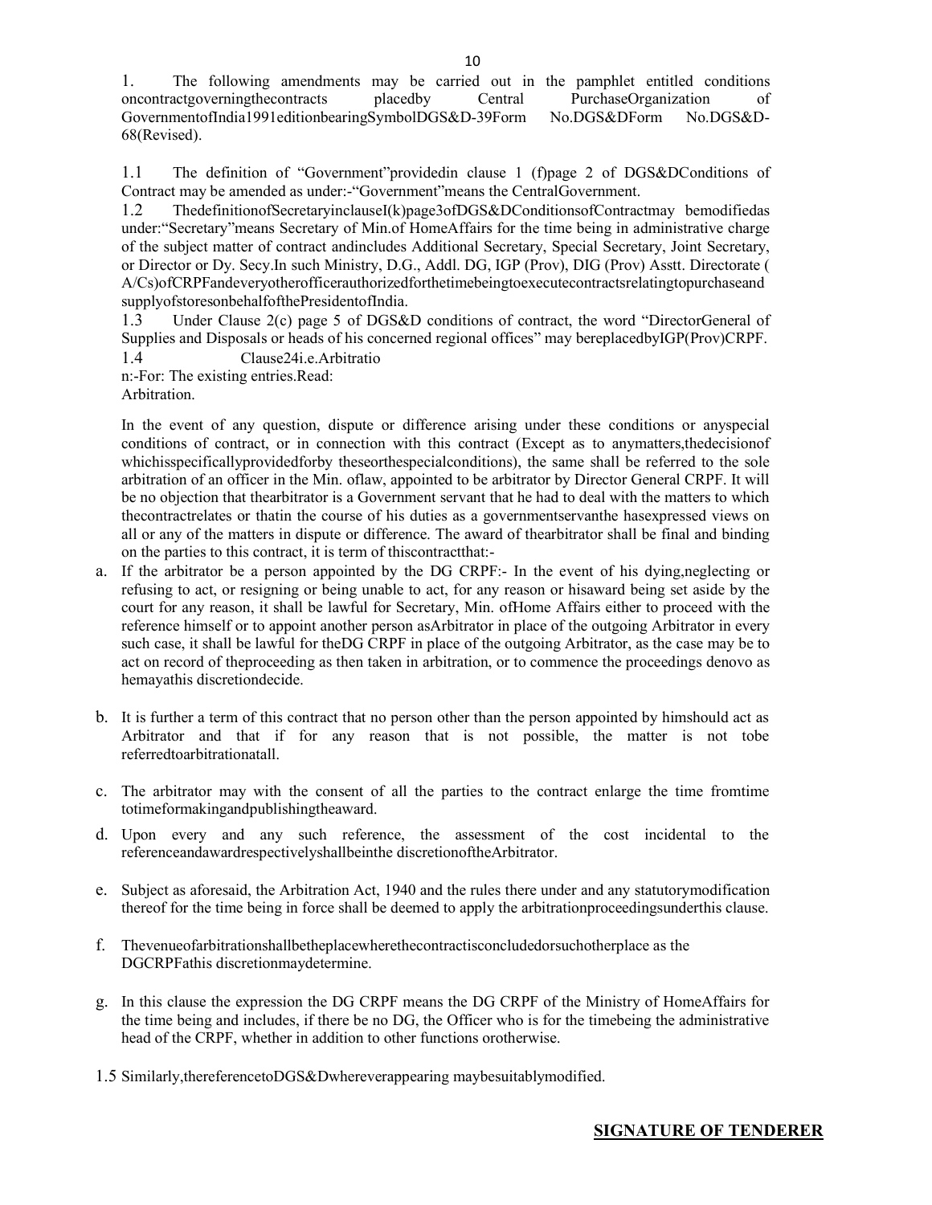1. The following amendments may be carried out in the pamphlet entitled conditions oncontractgoverningthecontracts placedby Central PurchaseOrganization of GovernmentofIndia1991editionbearingSymbolDGS&D-39Form No.DGS&DForm No.DGS&D-68(Revised).

1.1 The definition of "Government"providedin clause 1 (f)page 2 of DGS&DConditions of Contract may be amended as under:-"Government"means the CentralGovernment.

1.2 ThedefinitionofSecretaryinclauseI(k)page3ofDGS&DConditionsofContractmay bemodifiedas under:"Secretary"means Secretary of Min.of HomeAffairs for the time being in administrative charge of the subject matter of contract andincludes Additional Secretary, Special Secretary, Joint Secretary, or Director or Dy. Secy.In such Ministry, D.G., Addl. DG, IGP (Prov), DIG (Prov) Asstt. Directorate ( A/Cs)ofCRPFandeveryotherofficerauthorizedforthetimebeingtoexecutecontractsrelatingtopurchaseand supplyofstoresonbehalfofthePresidentofIndia.

1.3 Under Clause 2(c) page 5 of DGS&D conditions of contract, the word "DirectorGeneral of Supplies and Disposals or heads of his concerned regional offices" may bereplacedbyIGP(Prov)CRPF.

1.4 Clause24i.e.Arbitration:-For: The existing entries.Read:

Arbitration.

In the event of any question, dispute or difference arising under these conditions or anyspecial conditions of contract, or in connection with this contract (Except as to anymatters,thedecisionof whichisspecificallyprovidedforby theseorthespecialconditions), the same shall be referred to the sole arbitration of an officer in the Min. oflaw, appointed to be arbitrator by Director General CRPF. It will be no objection that thearbitrator is a Government servant that he had to deal with the matters to which thecontractrelates or thatin the course of his duties as a governmentservanthe hasexpressed views on all or any of the matters in dispute or difference. The award of thearbitrator shall be final and binding on the parties to this contract, it is term of thiscontractthat:-

a. If the arbitrator be a person appointed by the DG CRPF:- In the event of his dying,neglecting or refusing to act, or resigning or being unable to act, for any reason or hisaward being set aside by the court for any reason, it shall be lawful for Secretary, Min. ofHome Affairs either to proceed with the reference himself or to appoint another person asArbitrator in place of the outgoing Arbitrator in every such case, it shall be lawful for theDG CRPF in place of the outgoing Arbitrator, as the case may be to act on record of theproceeding as then taken in arbitration, or to commence the proceedings denovo as hemayathis discretiondecide.

b. It is further a term of this contract that no person other than the person appointed by himshould act as Arbitrator and that if for any reason that is not possible, the matter is not tobe referredtoarbitrationatall.

c. The arbitrator may with the consent of all the parties to the contract enlarge the time fromtime totimeformakingandpublishingtheaward.

d. Upon every and any such reference, the assessment of the cost incidental to the referenceandawardrespectivelyshallbeinthe discretionoftheArbitrator.

e. Subject as aforesaid, the Arbitration Act, 1940 and the rules there under and any statutorymodification thereof for the time being in force shall be deemed to apply the arbitrationproceedingsunderthis clause.

f. Thevenueofarbitrationshallbetheplacewherethecontractisconcludedorsuchotherplace as the DGCRPFathis discretionmaydetermine.

g. In this clause the expression the DG CRPF means the DG CRPF of the Ministry of HomeAffairs for the time being and includes, if there be no DG, the Officer who is for the timebeing the administrative head of the CRPF, whether in addition to other functions orotherwise.

1.5 Similarly,thereferencetoDGS&Dwhereverappearing maybesuitablymodified.

**SIGNATURE OF TENDERER**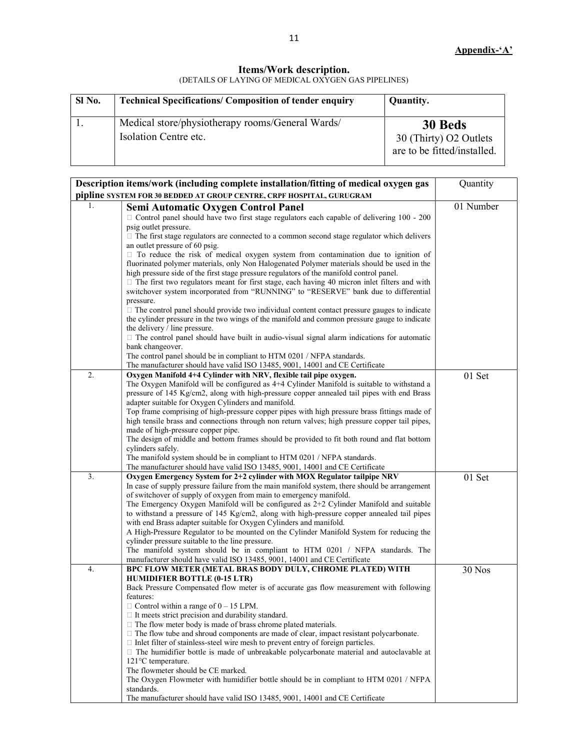**Appendix-'A'**

## Items/Work description.

(DETAILS OF LAYING OF MEDICAL OXYGEN GAS PIPELINES)

| Sl No. | Technical Specifications/ Composition of tender enquiry | Quantity. |
|---|---|---|
| 1. | Medical store/physiotherapy rooms/General Wards/ Isolation Centre etc. | **30 Beds**<br>30 (Thirty) O2 Outlets are to be fitted/installed. |

| Description items/work (including complete installation/fitting of medical oxygen gas pipline SYSTEM FOR 30 BEDDED AT GROUP CENTRE, CRPF HOSPITAL, GURUGRAM | | Quantity |
|---|---|---|
| 1. | **Semi Automatic Oxygen Control Panel**<br>□ Control panel should have two first stage regulators each capable of delivering 100 - 200 psig outlet pressure.<br>□ The first stage regulators are connected to a common second stage regulator which delivers an outlet pressure of 60 psig.<br>□ To reduce the risk of medical oxygen system from contamination due to ignition of fluorinated polymer materials, only Non Halogenated Polymer materials should be used in the high pressure side of the first stage pressure regulators of the manifold control panel.<br>□ The first two regulators meant for first stage, each having 40 micron inlet filters and with switchover system incorporated from "RUNNING" to "RESERVE" bank due to differential pressure.<br>□ The control panel should provide two individual content contact pressure gauges to indicate the cylinder pressure in the two wings of the manifold and common pressure gauge to indicate the delivery / line pressure.<br>□ The control panel should have built in audio-visual signal alarm indications for automatic bank changeover.<br>The control panel should be in compliant to HTM 0201 / NFPA standards.<br>The manufacturer should have valid ISO 13485, 9001, 14001 and CE Certificate | 01 Number |
| 2. | **Oxygen Manifold 4+4 Cylinder with NRV, flexible tail pipe oxygen.**<br>The Oxygen Manifold will be configured as 4+4 Cylinder Manifold is suitable to withstand a pressure of 145 Kg/cm2, along with high-pressure copper annealed tail pipes with end Brass adapter suitable for Oxygen Cylinders and manifold.<br>Top frame comprising of high-pressure copper pipes with high pressure brass fittings made of high tensile brass and connections through non return valves; high pressure copper tail pipes, made of high-pressure copper pipe.<br>The design of middle and bottom frames should be provided to fit both round and flat bottom cylinders safely.<br>The manifold system should be in compliant to HTM 0201 / NFPA standards.<br>The manufacturer should have valid ISO 13485, 9001, 14001 and CE Certificate | 01 Set |
| 3. | **Oxygen Emergency System for 2+2 cylinder with MOX Regulator tailpipe NRV**<br>In case of supply pressure failure from the main manifold system, there should be arrangement of switchover of supply of oxygen from main to emergency manifold.<br>The Emergency Oxygen Manifold will be configured as 2+2 Cylinder Manifold and suitable to withstand a pressure of 145 Kg/cm2, along with high-pressure copper annealed tail pipes with end Brass adapter suitable for Oxygen Cylinders and manifold.<br>A High-Pressure Regulator to be mounted on the Cylinder Manifold System for reducing the cylinder pressure suitable to the line pressure.<br>The manifold system should be in compliant to HTM 0201 / NFPA standards. The manufacturer should have valid ISO 13485, 9001, 14001 and CE Certificate | 01 Set |
| 4. | **BPC FLOW METER (METAL BRAS BODY DULY, CHROME PLATED) WITH HUMIDIFIER BOTTLE (0-15 LTR)**<br>Back Pressure Compensated flow meter is of accurate gas flow measurement with following features:<br>□ Control within a range of 0 – 15 LPM.<br>□ It meets strict precision and durability standard.<br>□ The flow meter body is made of brass chrome plated materials.<br>□ The flow tube and shroud components are made of clear, impact resistant polycarbonate.<br>□ Inlet filter of stainless-steel wire mesh to prevent entry of foreign particles.<br>□ The humidifier bottle is made of unbreakable polycarbonate material and autoclavable at 121°C temperature.<br>The flowmeter should be CE marked.<br>The Oxygen Flowmeter with humidifier bottle should be in compliant to HTM 0201 / NFPA standards.<br>The manufacturer should have valid ISO 13485, 9001, 14001 and CE Certificate | 30 Nos |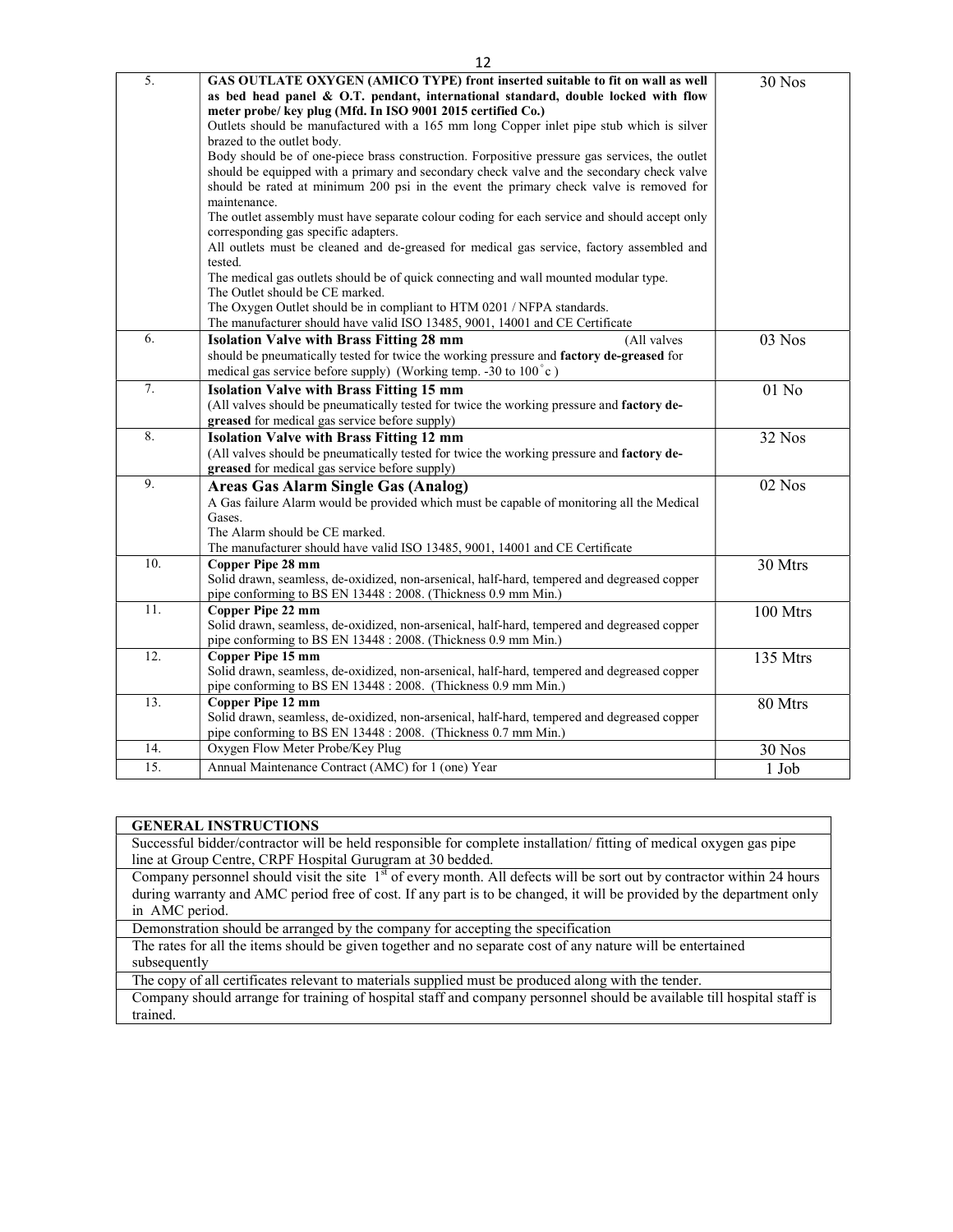| | | |
|---|---|---|
| 5. | **GAS OUTLATE OXYGEN (AMICO TYPE) front inserted suitable to fit on wall as well as bed head panel & O.T. pendant, international standard, double locked with flow meter probe/ key plug (Mfd. In ISO 9001 2015 certified Co.)**<br>Outlets should be manufactured with a 165 mm long Copper inlet pipe stub which is silver brazed to the outlet body.<br>Body should be of one-piece brass construction. Forpositive pressure gas services, the outlet should be equipped with a primary and secondary check valve and the secondary check valve should be rated at minimum 200 psi in the event the primary check valve is removed for maintenance.<br>The outlet assembly must have separate colour coding for each service and should accept only corresponding gas specific adapters.<br>All outlets must be cleaned and de-greased for medical gas service, factory assembled and tested.<br>The medical gas outlets should be of quick connecting and wall mounted modular type.<br>The Outlet should be CE marked.<br>The Oxygen Outlet should be in compliant to HTM 0201 / NFPA standards.<br>The manufacturer should have valid ISO 13485, 9001, 14001 and CE Certificate | 30 Nos |
| 6. | **Isolation Valve with Brass Fitting 28 mm** (All valves should be pneumatically tested for twice the working pressure and **factory de-greased** for medical gas service before supply) (Working temp. -30 to 100°c ) | 03 Nos |
| 7. | **Isolation Valve with Brass Fitting 15 mm**<br>(All valves should be pneumatically tested for twice the working pressure and **factory de-greased** for medical gas service before supply) | 01 No |
| 8. | **Isolation Valve with Brass Fitting 12 mm**<br>(All valves should be pneumatically tested for twice the working pressure and **factory de-greased** for medical gas service before supply) | 32 Nos |
| 9. | **Areas Gas Alarm Single Gas (Analog)**<br>A Gas failure Alarm would be provided which must be capable of monitoring all the Medical Gases.<br>The Alarm should be CE marked.<br>The manufacturer should have valid ISO 13485, 9001, 14001 and CE Certificate | 02 Nos |
| 10. | **Copper Pipe 28 mm**<br>Solid drawn, seamless, de-oxidized, non-arsenical, half-hard, tempered and degreased copper pipe conforming to BS EN 13448 : 2008. (Thickness 0.9 mm Min.) | 30 Mtrs |
| 11. | **Copper Pipe 22 mm**<br>Solid drawn, seamless, de-oxidized, non-arsenical, half-hard, tempered and degreased copper pipe conforming to BS EN 13448 : 2008. (Thickness 0.9 mm Min.) | 100 Mtrs |
| 12. | **Copper Pipe 15 mm**<br>Solid drawn, seamless, de-oxidized, non-arsenical, half-hard, tempered and degreased copper pipe conforming to BS EN 13448 : 2008. (Thickness 0.9 mm Min.) | 135 Mtrs |
| 13. | **Copper Pipe 12 mm**<br>Solid drawn, seamless, de-oxidized, non-arsenical, half-hard, tempered and degreased copper pipe conforming to BS EN 13448 : 2008. (Thickness 0.7 mm Min.) | 80 Mtrs |
| 14. | Oxygen Flow Meter Probe/Key Plug | 30 Nos |
| 15. | Annual Maintenance Contract (AMC) for 1 (one) Year | 1 Job |

| **GENERAL INSTRUCTIONS** |
|---|
| Successful bidder/contractor will be held responsible for complete installation/ fitting of medical oxygen gas pipe line at Group Centre, CRPF Hospital Gurugram at 30 bedded. |
| Company personnel should visit the site 1st of every month. All defects will be sort out by contractor within 24 hours during warranty and AMC period free of cost. If any part is to be changed, it will be provided by the department only in AMC period. |
| Demonstration should be arranged by the company for accepting the specification |
| The rates for all the items should be given together and no separate cost of any nature will be entertained subsequently |
| The copy of all certificates relevant to materials supplied must be produced along with the tender. |
| Company should arrange for training of hospital staff and company personnel should be available till hospital staff is trained. |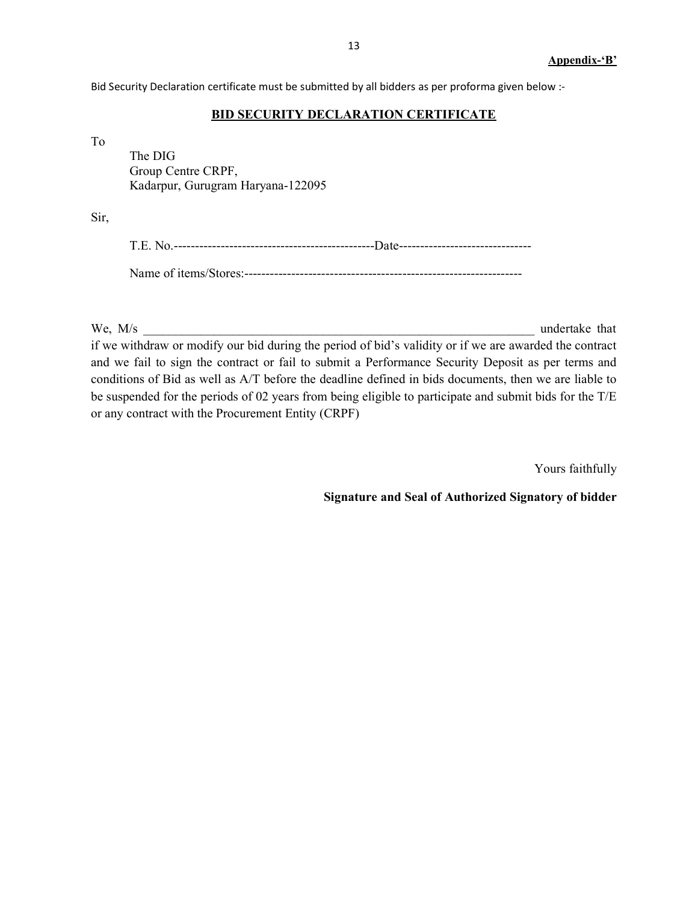**Appendix-'B'**

Bid Security Declaration certificate must be submitted by all bidders as per proforma given below :-

## BID SECURITY DECLARATION CERTIFICATE

To

The DIG
Group Centre CRPF,
Kadarpur, Gurugram Haryana-122095

Sir,

T.E. No.-----------------------------------------------Date------------------------------

Name of items/Stores:----------------------------------------------------------------

We, M/s _______________________________________________________________ undertake that if we withdraw or modify our bid during the period of bid's validity or if we are awarded the contract and we fail to sign the contract or fail to submit a Performance Security Deposit as per terms and conditions of Bid as well as A/T before the deadline defined in bids documents, then we are liable to be suspended for the periods of 02 years from being eligible to participate and submit bids for the T/E or any contract with the Procurement Entity (CRPF)

Yours faithfully

**Signature and Seal of Authorized Signatory of bidder**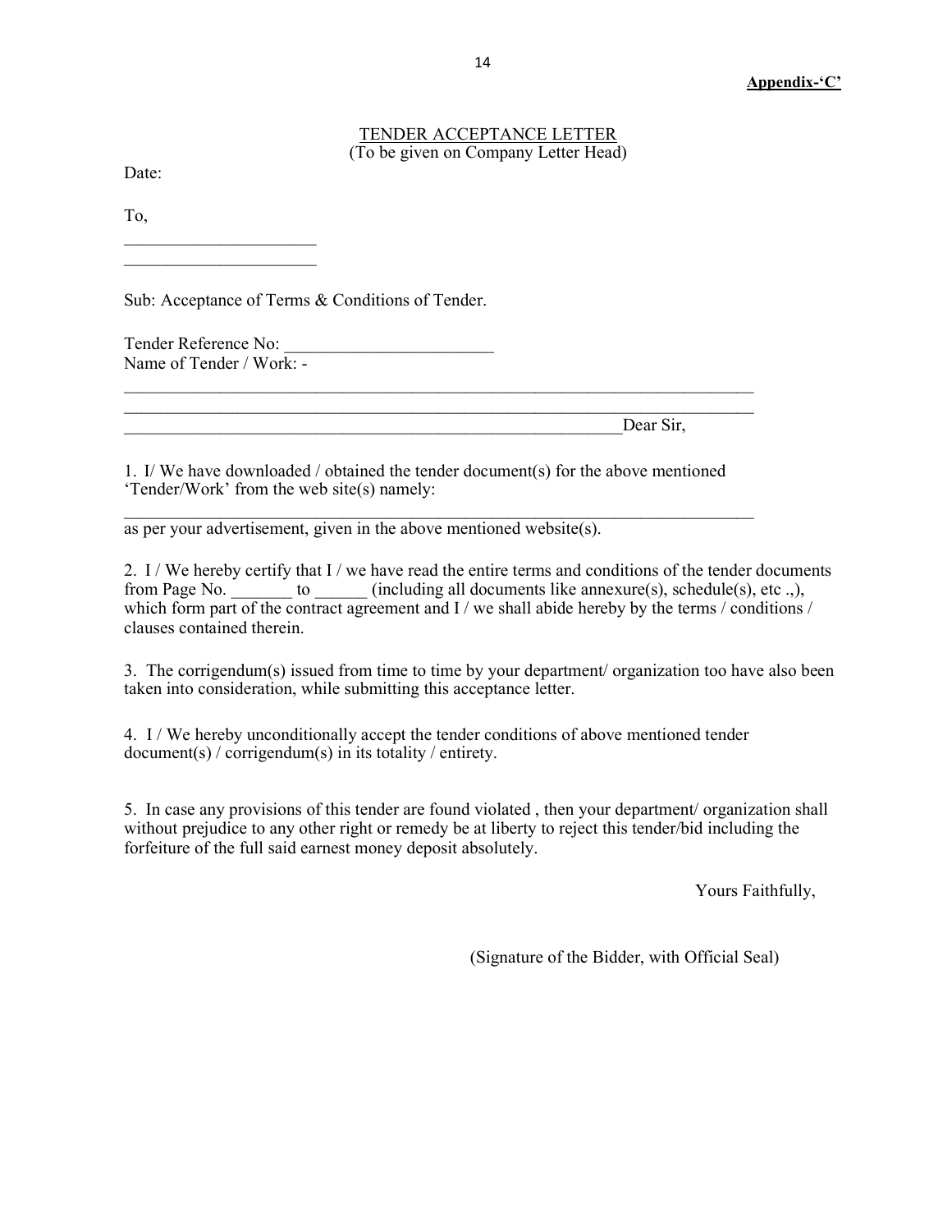**Appendix-'C'**

<u>TENDER ACCEPTANCE LETTER</u>
(To be given on Company Letter Head)

Date:

To,

______________________

______________________

Sub: Acceptance of Terms & Conditions of Tender.

Tender Reference No: ________________________

Name of Tender / Work: -

____________________________________________________________________________

____________________________________________________________________________

____________________________________________________________Dear Sir,

1. I/ We have downloaded / obtained the tender document(s) for the above mentioned 'Tender/Work' from the web site(s) namely:

____________________________________________________________________________

as per your advertisement, given in the above mentioned website(s).

2. I / We hereby certify that I / we have read the entire terms and conditions of the tender documents from Page No. _______ to ______ (including all documents like annexure(s), schedule(s), etc .,), which form part of the contract agreement and I / we shall abide hereby by the terms / conditions / clauses contained therein.

3. The corrigendum(s) issued from time to time by your department/ organization too have also been taken into consideration, while submitting this acceptance letter.

4. I / We hereby unconditionally accept the tender conditions of above mentioned tender document(s) / corrigendum(s) in its totality / entirety.

5. In case any provisions of this tender are found violated , then your department/ organization shall without prejudice to any other right or remedy be at liberty to reject this tender/bid including the forfeiture of the full said earnest money deposit absolutely.

Yours Faithfully,

(Signature of the Bidder, with Official Seal)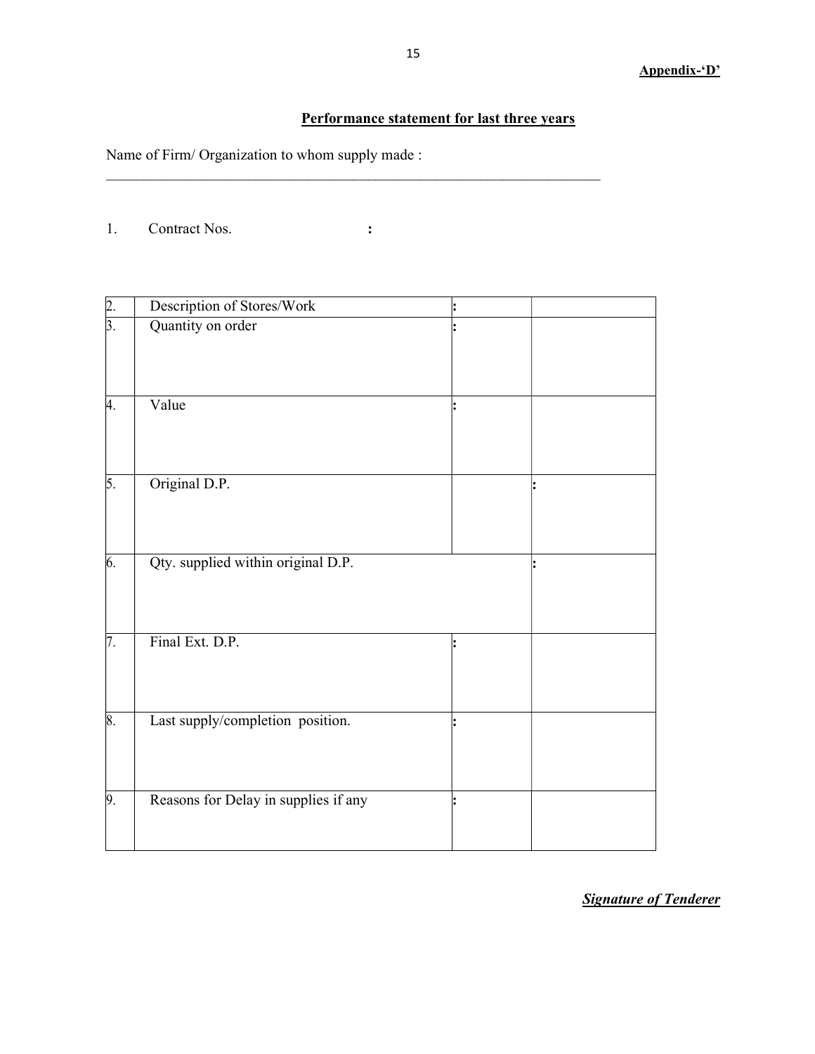**Appendix-'D'**

## Performance statement for last three years

Name of Firm/ Organization to whom supply made :
___________________________________________________________________

1. Contract Nos. :

| | | | |
|---|---|---|---|
| 2. | Description of Stores/Work | : | |
| 3. | Quantity on order | : | |
| 4. | Value | : | |
| 5. | Original D.P. | | : |
| 6. | Qty. supplied within original D.P. | | : |
| 7. | Final Ext. D.P. | : | |
| 8. | Last supply/completion position. | : | |
| 9. | Reasons for Delay in supplies if any | : | |

***Signature of Tenderer***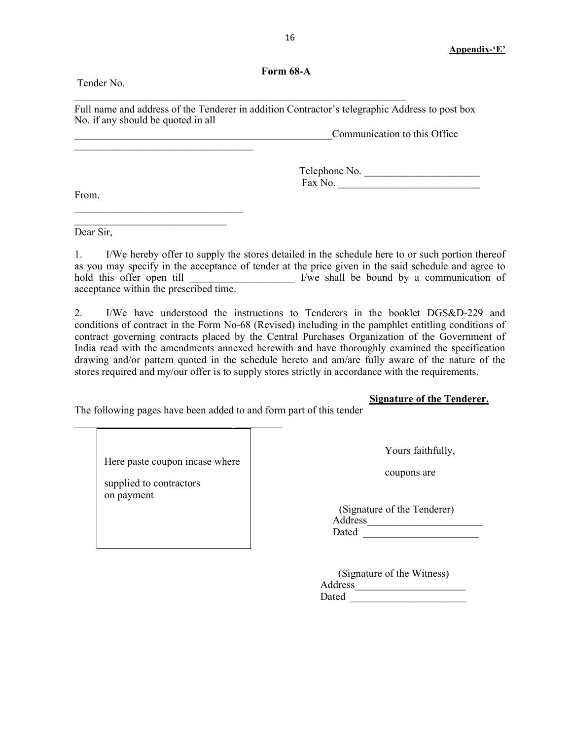**Appendix-'E'**

**Form 68-A**

Tender No.

______________________________________________________________

Full name and address of the Tenderer in addition Contractor's telegraphic Address to post box No. if any should be quoted in all

_________________________________________________Communication to this Office

_________________________________

Telephone No. _____________________

Fax No. __________________________

From.

_______________________________

_____________________________

Dear Sir,

1. I/We hereby offer to supply the stores detailed in the schedule here to or such portion thereof as you may specify in the acceptance of tender at the price given in the said schedule and agree to hold this offer open till ___________________ I/we shall be bound by a communication of acceptance within the prescribed time.

2. I/We have understood the instructions to Tenderers in the booklet DGS&D-229 and conditions of contract in the Form No-68 (Revised) including in the pamphlet entitling conditions of contract governing contracts placed by the Central Purchases Organization of the Government of India read with the amendments annexed herewith and have thoroughly examined the specification drawing and/or pattern quoted in the schedule hereto and am/are fully aware of the nature of the stores required and my/our offer is to supply stores strictly in accordance with the requirements.

**Signature of the Tenderer.**

The following pages have been added to and form part of this tender

____________________________________________

| Here paste coupon incase where supplied to contractors on payment |
|---|

Yours faithfully,

coupons are

(Signature of the Tenderer)

Address_____________________

Dated _____________________

(Signature of the Witness)

Address____________________

Dated _____________________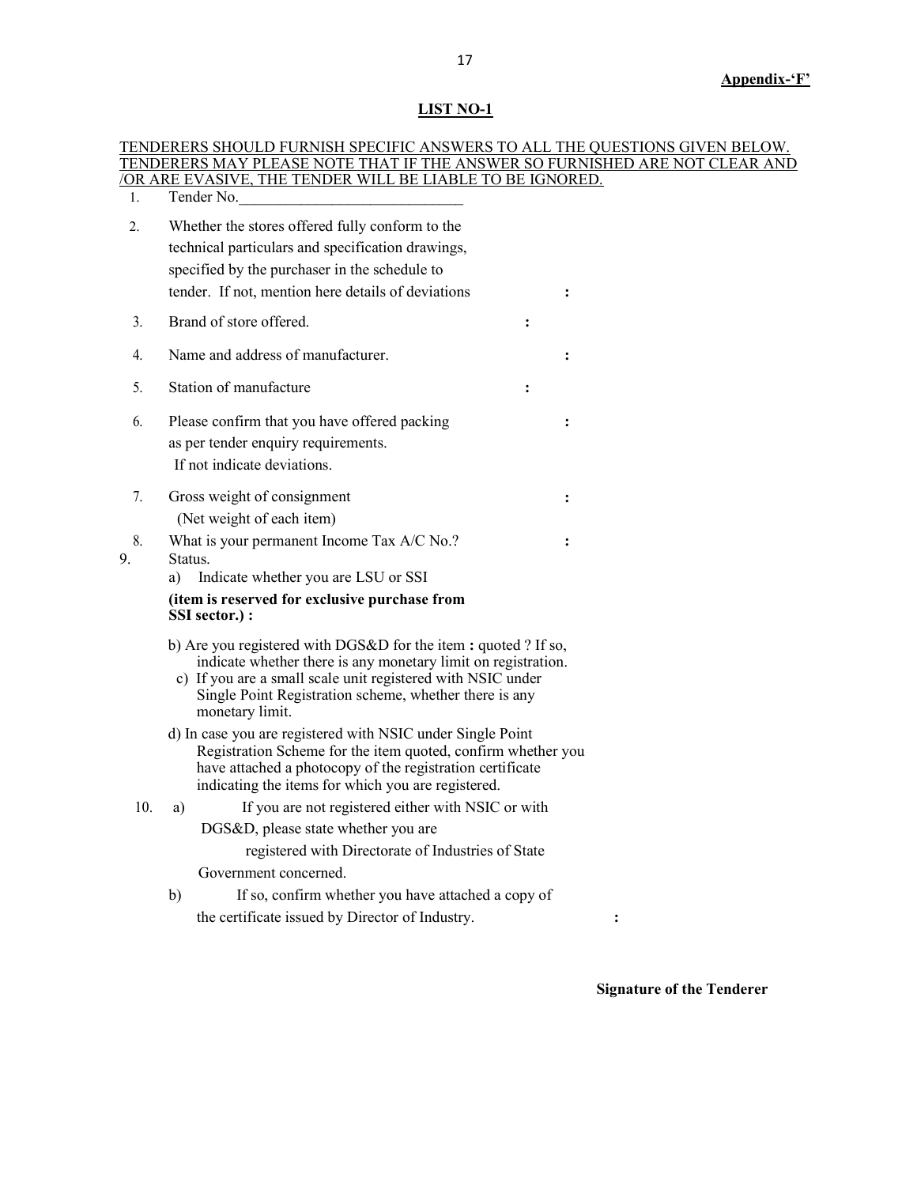**Appendix-'F'**

## LIST NO-1

TENDERERS SHOULD FURNISH SPECIFIC ANSWERS TO ALL THE QUESTIONS GIVEN BELOW. TENDERERS MAY PLEASE NOTE THAT IF THE ANSWER SO FURNISHED ARE NOT CLEAR AND /OR ARE EVASIVE, THE TENDER WILL BE LIABLE TO BE IGNORED.

1. Tender No.____________________________

2. Whether the stores offered fully conform to the technical particulars and specification drawings, specified by the purchaser in the schedule to tender. If not, mention here details of deviations :

3. Brand of store offered. :

4. Name and address of manufacturer. :

5. Station of manufacture :

6. Please confirm that you have offered packing as per tender enquiry requirements. If not indicate deviations. :

7. Gross weight of consignment (Net weight of each item) :

8. What is your permanent Income Tax A/C No.? :

9. Status.
   a) Indicate whether you are LSU or SSI **(item is reserved for exclusive purchase from SSI sector.) :**

   b) Are you registered with DGS&D for the item : quoted ? If so, indicate whether there is any monetary limit on registration.

   c) If you are a small scale unit registered with NSIC under Single Point Registration scheme, whether there is any monetary limit.

   d) In case you are registered with NSIC under Single Point Registration Scheme for the item quoted, confirm whether you have attached a photocopy of the registration certificate indicating the items for which you are registered.

10. a) If you are not registered either with NSIC or with DGS&D, please state whether you are registered with Directorate of Industries of State Government concerned.

    b) If so, confirm whether you have attached a copy of the certificate issued by Director of Industry. :

**Signature of the Tenderer**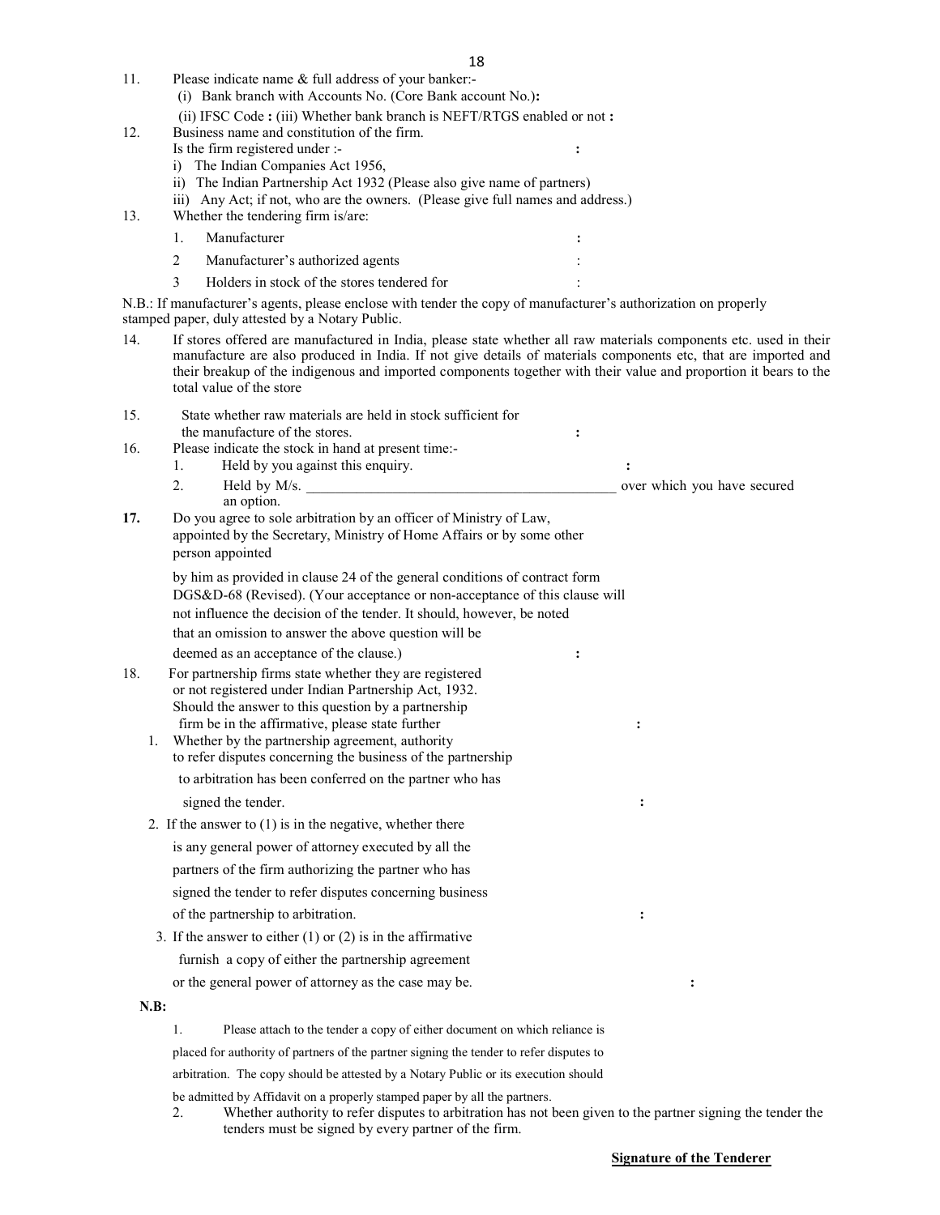11. Please indicate name & full address of your banker:-
    (i) Bank branch with Accounts No. (Core Bank account No.)**:**
    (ii) IFSC Code **:** (iii) Whether bank branch is NEFT/RTGS enabled or not **:**

12. Business name and constitution of the firm.
    Is the firm registered under :- **:**
    i) The Indian Companies Act 1956,
    ii) The Indian Partnership Act 1932 (Please also give name of partners)
    iii) Any Act; if not, who are the owners. (Please give full names and address.)

13. Whether the tendering firm is/are:
    1. Manufacturer **:**
    2. Manufacturer's authorized agents :
    3. Holders in stock of the stores tendered for :

N.B.: If manufacturer's agents, please enclose with tender the copy of manufacturer's authorization on properly stamped paper, duly attested by a Notary Public.

14. If stores offered are manufactured in India, please state whether all raw materials components etc. used in their manufacture are also produced in India. If not give details of materials components etc, that are imported and their breakup of the indigenous and imported components together with their value and proportion it bears to the total value of the store

15. State whether raw materials are held in stock sufficient for the manufacture of the stores. **:**

16. Please indicate the stock in hand at present time:-
    1. Held by you against this enquiry. **:**
    2. Held by M/s. ___________________________________________ over which you have secured an option.

**17.** Do you agree to sole arbitration by an officer of Ministry of Law, appointed by the Secretary, Ministry of Home Affairs or by some other person appointed

by him as provided in clause 24 of the general conditions of contract form DGS&D-68 (Revised). (Your acceptance or non-acceptance of this clause will not influence the decision of the tender. It should, however, be noted that an omission to answer the above question will be deemed as an acceptance of the clause.) **:**

18. For partnership firms state whether they are registered or not registered under Indian Partnership Act, 1932. Should the answer to this question by a partnership firm be in the affirmative, please state further **:**
    1. Whether by the partnership agreement, authority to refer disputes concerning the business of the partnership to arbitration has been conferred on the partner who has signed the tender. **:**
    2. If the answer to (1) is in the negative, whether there is any general power of attorney executed by all the partners of the firm authorizing the partner who has signed the tender to refer disputes concerning business of the partnership to arbitration. **:**
    3. If the answer to either (1) or (2) is in the affirmative furnish a copy of either the partnership agreement or the general power of attorney as the case may be. **:**

**N.B:**

1. Please attach to the tender a copy of either document on which reliance is placed for authority of partners of the partner signing the tender to refer disputes to arbitration. The copy should be attested by a Notary Public or its execution should be admitted by Affidavit on a properly stamped paper by all the partners.
2. Whether authority to refer disputes to arbitration has not been given to the partner signing the tender the tenders must be signed by every partner of the firm.

**Signature of the Tenderer**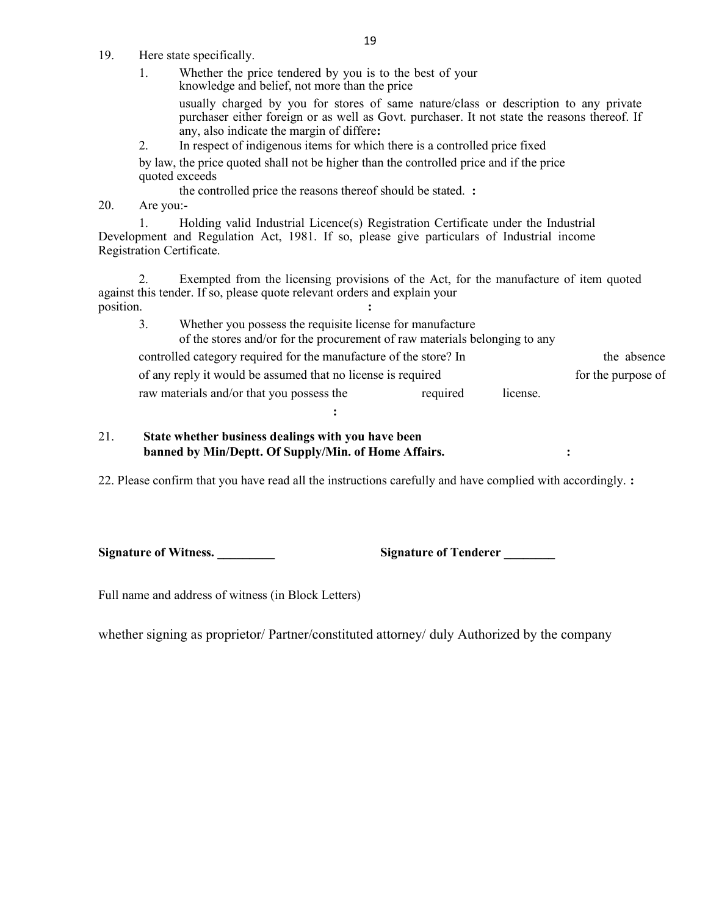19. Here state specifically.

    1. Whether the price tendered by you is to the best of your knowledge and belief, not more than the price usually charged by you for stores of same nature/class or description to any private purchaser either foreign or as well as Govt. purchaser. It not state the reasons thereof. If any, also indicate the margin of differe**:**

    2. In respect of indigenous items for which there is a controlled price fixed by law, the price quoted shall not be higher than the controlled price and if the price quoted exceeds the controlled price the reasons thereof should be stated. **:**

20. Are you:-

    1. Holding valid Industrial Licence(s) Registration Certificate under the Industrial Development and Regulation Act, 1981. If so, please give particulars of Industrial income Registration Certificate.

    2. Exempted from the licensing provisions of the Act, for the manufacture of item quoted against this tender. If so, please quote relevant orders and explain your position. **:**

    3. Whether you possess the requisite license for manufacture of the stores and/or for the procurement of raw materials belonging to any controlled category required for the manufacture of the store? In the absence of any reply it would be assumed that no license is required for the purpose of raw materials and/or that you possess the required license. **:**

21. **State whether business dealings with you have been banned by Min/Deptt. Of Supply/Min. of Home Affairs. :**

22. Please confirm that you have read all the instructions carefully and have complied with accordingly. **:**

**Signature of Witness. _________** **Signature of Tenderer ________**

Full name and address of witness (in Block Letters)

whether signing as proprietor/ Partner/constituted attorney/ duly Authorized by the company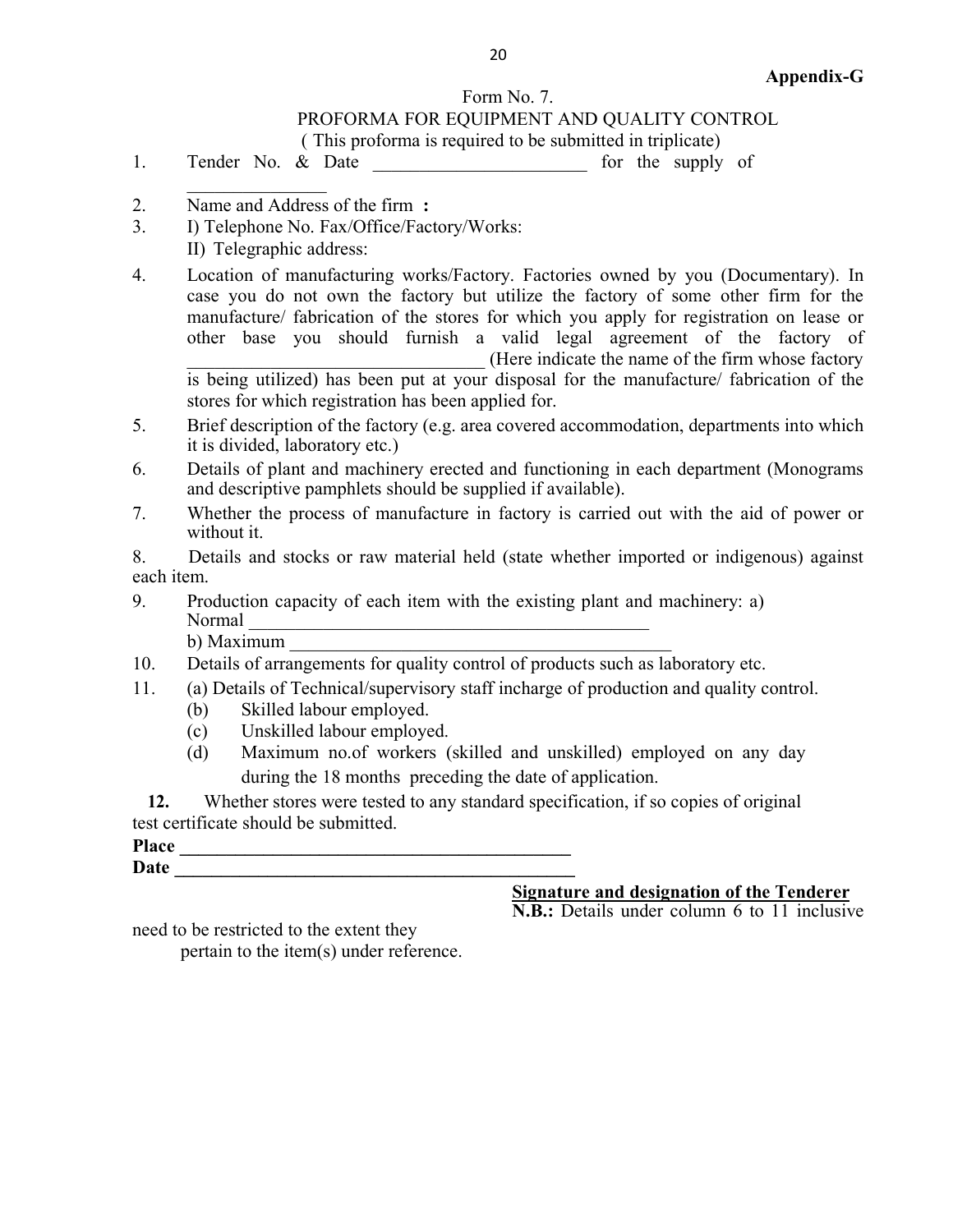**Appendix-G**

Form No. 7.

PROFORMA FOR EQUIPMENT AND QUALITY CONTROL

( This proforma is required to be submitted in triplicate)

1. Tender No. & Date ______________________ for the supply of _______________
2. Name and Address of the firm **:**
3. I) Telephone No. Fax/Office/Factory/Works:

   II) Telegraphic address:
4. Location of manufacturing works/Factory. Factories owned by you (Documentary). In case you do not own the factory but utilize the factory of some other firm for the manufacture/ fabrication of the stores for which you apply for registration on lease or other base you should furnish a valid legal agreement of the factory of _______________________________ (Here indicate the name of the firm whose factory is being utilized) has been put at your disposal for the manufacture/ fabrication of the stores for which registration has been applied for.
5. Brief description of the factory (e.g. area covered accommodation, departments into which it is divided, laboratory etc.)
6. Details of plant and machinery erected and functioning in each department (Monograms and descriptive pamphlets should be supplied if available).
7. Whether the process of manufacture in factory is carried out with the aid of power or without it.
8. Details and stocks or raw material held (state whether imported or indigenous) against each item.
9. Production capacity of each item with the existing plant and machinery: a) Normal ___________________________________________

   b) Maximum ___________________________________________
10. Details of arrangements for quality control of products such as laboratory etc.
11. (a) Details of Technical/supervisory staff incharge of production and quality control.
    - (b) Skilled labour employed.
    - (c) Unskilled labour employed.
    - (d) Maximum no.of workers (skilled and unskilled) employed on any day during the 18 months preceding the date of application.

**12.** Whether stores were tested to any standard specification, if so copies of original test certificate should be submitted.

**Place** ___________________________________________

**Date** ___________________________________________

**Signature and designation of the Tenderer**

**N.B.:** Details under column 6 to 11 inclusive need to be restricted to the extent they pertain to the item(s) under reference.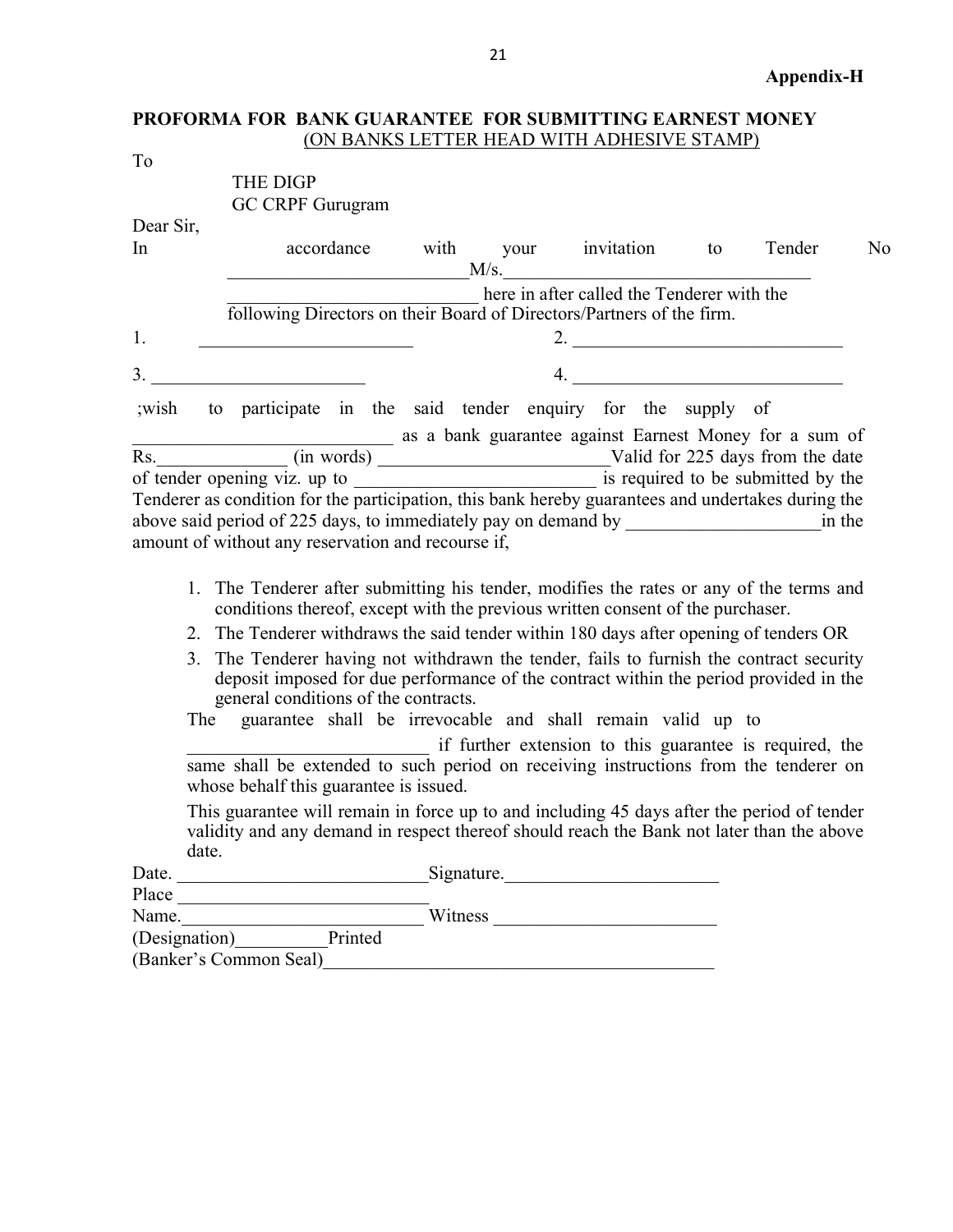**Appendix-H**

**PROFORMA FOR BANK GUARANTEE FOR SUBMITTING EARNEST MONEY**
(ON BANKS LETTER HEAD WITH ADHESIVE STAMP)

To

THE DIGP
GC CRPF Gurugram

Dear Sir,

In accordance with your invitation to Tender No __________________________M/s.__________________________________ __________________________ here in after called the Tenderer with the following Directors on their Board of Directors/Partners of the firm.

1. ______________________ 2. ____________________________

3. ______________________ 4. ____________________________

;wish to participate in the said tender enquiry for the supply of ____________________________ as a bank guarantee against Earnest Money for a sum of Rs.______________ (in words) __________________________Valid for 225 days from the date of tender opening viz. up to __________________________ is required to be submitted by the Tenderer as condition for the participation, this bank hereby guarantees and undertakes during the above said period of 225 days, to immediately pay on demand by _____________________in the amount of without any reservation and recourse if,

1. The Tenderer after submitting his tender, modifies the rates or any of the terms and conditions thereof, except with the previous written consent of the purchaser.
2. The Tenderer withdraws the said tender within 180 days after opening of tenders OR
3. The Tenderer having not withdrawn the tender, fails to furnish the contract security deposit imposed for due performance of the contract within the period provided in the general conditions of the contracts.

The guarantee shall be irrevocable and shall remain valid up to __________________________ if further extension to this guarantee is required, the same shall be extended to such period on receiving instructions from the tenderer on whose behalf this guarantee is issued.

This guarantee will remain in force up to and including 45 days after the period of tender validity and any demand in respect thereof should reach the Bank not later than the above date.

Date. ___________________________Signature.______________________

Place ___________________________

Name.__________________________ Witness ________________________

(Designation)__________Printed

(Banker's Common Seal)__________________________________________